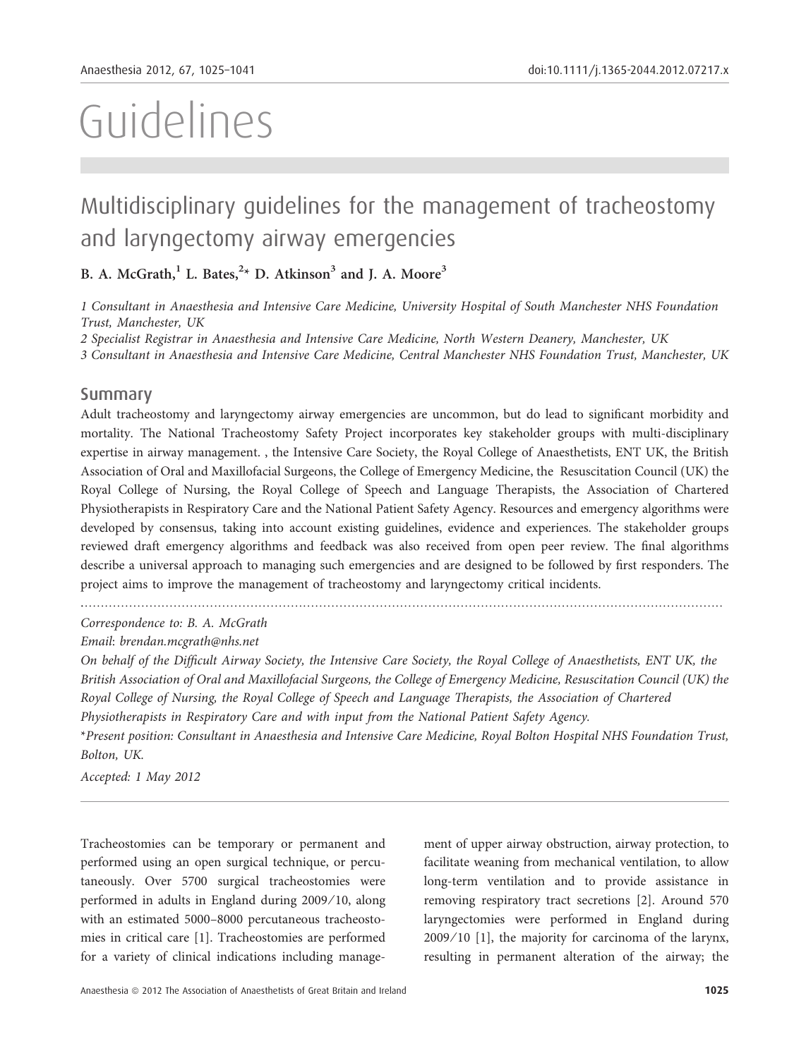# Guidelines

## Multidisciplinary guidelines for the management of tracheostomy and laryngectomy airway emergencies

**B. A. McGrath,[1] L. Bates,[2]* D. Atkinson[3] and J. A. Moore[3]**

*1 Consultant in Anaesthesia and Intensive Care Medicine, University Hospital of South Manchester NHS Foundation Trust, Manchester, UK*

*2 Specialist Registrar in Anaesthesia and Intensive Care Medicine, North Western Deanery, Manchester, UK*

*3 Consultant in Anaesthesia and Intensive Care Medicine, Central Manchester NHS Foundation Trust, Manchester, UK*

### Summary

Adult tracheostomy and laryngectomy airway emergencies are uncommon, but do lead to significant morbidity and mortality. The National Tracheostomy Safety Project incorporates key stakeholder groups with multi-disciplinary expertise in airway management. , the Intensive Care Society, the Royal College of Anaesthetists, ENT UK, the British Association of Oral and Maxillofacial Surgeons, the College of Emergency Medicine, the Resuscitation Council (UK) the Royal College of Nursing, the Royal College of Speech and Language Therapists, the Association of Chartered Physiotherapists in Respiratory Care and the National Patient Safety Agency. Resources and emergency algorithms were developed by consensus, taking into account existing guidelines, evidence and experiences. The stakeholder groups reviewed draft emergency algorithms and feedback was also received from open peer review. The final algorithms describe a universal approach to managing such emergencies and are designed to be followed by first responders. The project aims to improve the management of tracheostomy and laryngectomy critical incidents.

*Correspondence to: B. A. McGrath*

*Email: brendan.mcgrath@nhs.net*

*On behalf of the Difficult Airway Society, the Intensive Care Society, the Royal College of Anaesthetists, ENT UK, the British Association of Oral and Maxillofacial Surgeons, the College of Emergency Medicine, Resuscitation Council (UK) the Royal College of Nursing, the Royal College of Speech and Language Therapists, the Association of Chartered Physiotherapists in Respiratory Care and with input from the National Patient Safety Agency.*

*\*Present position: Consultant in Anaesthesia and Intensive Care Medicine, Royal Bolton Hospital NHS Foundation Trust, Bolton, UK.*

*Accepted: 1 May 2012*

Tracheostomies can be temporary or permanent and performed using an open surgical technique, or percutaneously. Over 5700 surgical tracheostomies were performed in adults in England during 2009/10, along with an estimated 5000–8000 percutaneous tracheostomies in critical care [1]. Tracheostomies are performed for a variety of clinical indications including management of upper airway obstruction, airway protection, to facilitate weaning from mechanical ventilation, to allow long-term ventilation and to provide assistance in removing respiratory tract secretions [2]. Around 570 laryngectomies were performed in England during 2009/10 [1], the majority for carcinoma of the larynx, resulting in permanent alteration of the airway; the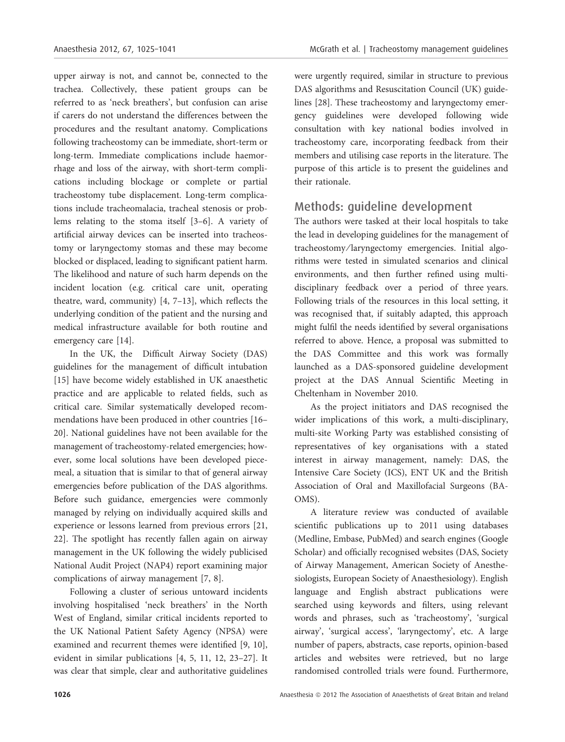upper airway is not, and cannot be, connected to the trachea. Collectively, these patient groups can be referred to as 'neck breathers', but confusion can arise if carers do not understand the differences between the procedures and the resultant anatomy. Complications following tracheostomy can be immediate, short-term or long-term. Immediate complications include haemorrhage and loss of the airway, with short-term complications including blockage or complete or partial tracheostomy tube displacement. Long-term complications include tracheomalacia, tracheal stenosis or problems relating to the stoma itself [3–6]. A variety of artificial airway devices can be inserted into tracheostomy or laryngectomy stomas and these may become blocked or displaced, leading to significant patient harm. The likelihood and nature of such harm depends on the incident location (e.g. critical care unit, operating theatre, ward, community) [4, 7–13], which reflects the underlying condition of the patient and the nursing and medical infrastructure available for both routine and emergency care [14].

In the UK, the Difficult Airway Society (DAS) guidelines for the management of difficult intubation [15] have become widely established in UK anaesthetic practice and are applicable to related fields, such as critical care. Similar systematically developed recommendations have been produced in other countries [16–20]. National guidelines have not been available for the management of tracheostomy-related emergencies; however, some local solutions have been developed piecemeal, a situation that is similar to that of general airway emergencies before publication of the DAS algorithms. Before such guidance, emergencies were commonly managed by relying on individually acquired skills and experience or lessons learned from previous errors [21, 22]. The spotlight has recently fallen again on airway management in the UK following the widely publicised National Audit Project (NAP4) report examining major complications of airway management [7, 8].

Following a cluster of serious untoward incidents involving hospitalised 'neck breathers' in the North West of England, similar critical incidents reported to the UK National Patient Safety Agency (NPSA) were examined and recurrent themes were identified [9, 10], evident in similar publications [4, 5, 11, 12, 23–27]. It was clear that simple, clear and authoritative guidelines were urgently required, similar in structure to previous DAS algorithms and Resuscitation Council (UK) guidelines [28]. These tracheostomy and laryngectomy emergency guidelines were developed following wide consultation with key national bodies involved in tracheostomy care, incorporating feedback from their members and utilising case reports in the literature. The purpose of this article is to present the guidelines and their rationale.

## Methods: guideline development

The authors were tasked at their local hospitals to take the lead in developing guidelines for the management of tracheostomy/laryngectomy emergencies. Initial algorithms were tested in simulated scenarios and clinical environments, and then further refined using multidisciplinary feedback over a period of three years. Following trials of the resources in this local setting, it was recognised that, if suitably adapted, this approach might fulfil the needs identified by several organisations referred to above. Hence, a proposal was submitted to the DAS Committee and this work was formally launched as a DAS-sponsored guideline development project at the DAS Annual Scientific Meeting in Cheltenham in November 2010.

As the project initiators and DAS recognised the wider implications of this work, a multi-disciplinary, multi-site Working Party was established consisting of representatives of key organisations with a stated interest in airway management, namely: DAS, the Intensive Care Society (ICS), ENT UK and the British Association of Oral and Maxillofacial Surgeons (BAOMS).

A literature review was conducted of available scientific publications up to 2011 using databases (Medline, Embase, PubMed) and search engines (Google Scholar) and officially recognised websites (DAS, Society of Airway Management, American Society of Anesthesiologists, European Society of Anaesthesiology). English language and English abstract publications were searched using keywords and filters, using relevant words and phrases, such as 'tracheostomy', 'surgical airway', 'surgical access', 'laryngectomy', etc. A large number of papers, abstracts, case reports, opinion-based articles and websites were retrieved, but no large randomised controlled trials were found. Furthermore,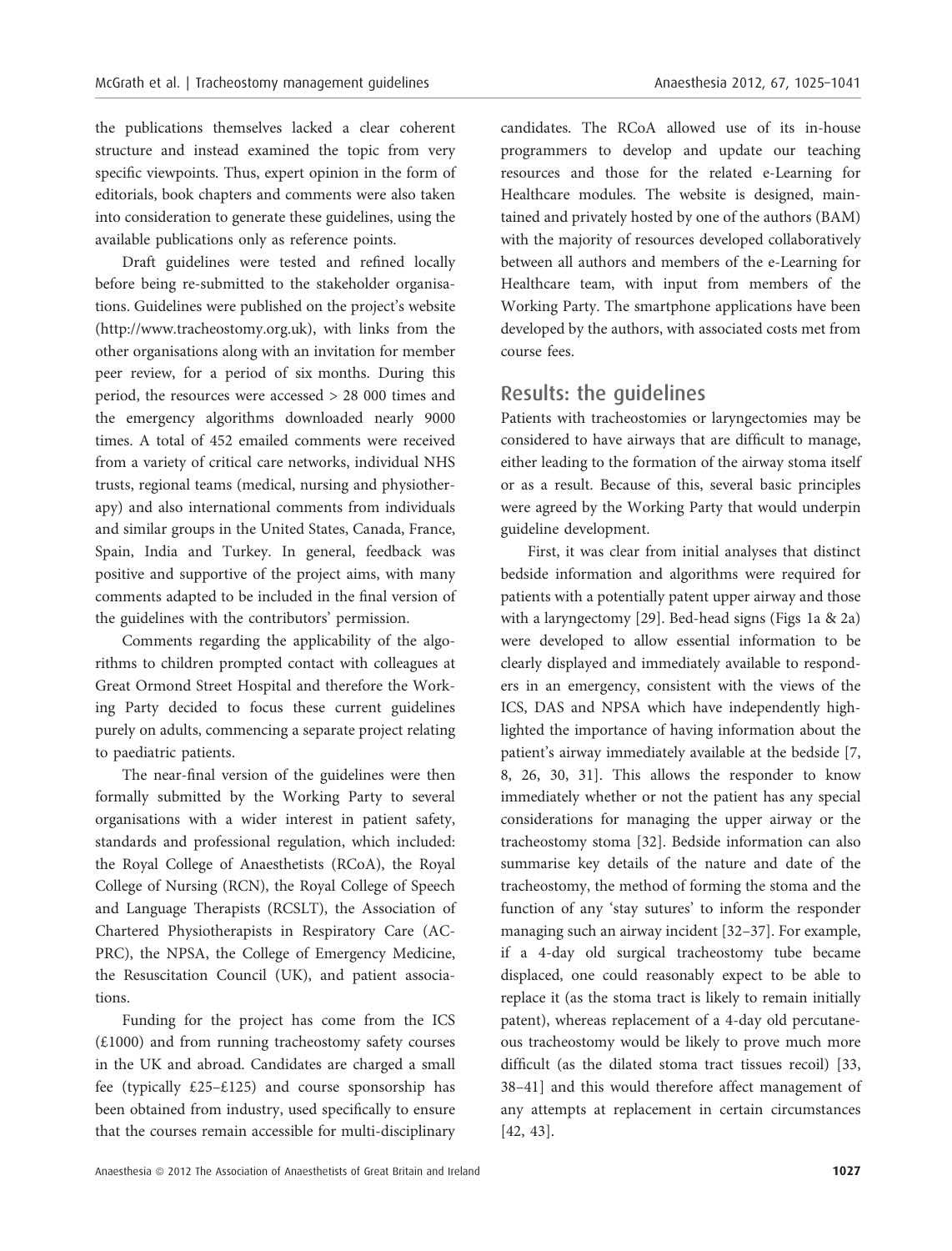the publications themselves lacked a clear coherent structure and instead examined the topic from very specific viewpoints. Thus, expert opinion in the form of editorials, book chapters and comments were also taken into consideration to generate these guidelines, using the available publications only as reference points.

Draft guidelines were tested and refined locally before being re-submitted to the stakeholder organisations. Guidelines were published on the project's website (http://www.tracheostomy.org.uk), with links from the other organisations along with an invitation for member peer review, for a period of six months. During this period, the resources were accessed > 28 000 times and the emergency algorithms downloaded nearly 9000 times. A total of 452 emailed comments were received from a variety of critical care networks, individual NHS trusts, regional teams (medical, nursing and physiotherapy) and also international comments from individuals and similar groups in the United States, Canada, France, Spain, India and Turkey. In general, feedback was positive and supportive of the project aims, with many comments adapted to be included in the final version of the guidelines with the contributors' permission.

Comments regarding the applicability of the algorithms to children prompted contact with colleagues at Great Ormond Street Hospital and therefore the Working Party decided to focus these current guidelines purely on adults, commencing a separate project relating to paediatric patients.

The near-final version of the guidelines were then formally submitted by the Working Party to several organisations with a wider interest in patient safety, standards and professional regulation, which included: the Royal College of Anaesthetists (RCoA), the Royal College of Nursing (RCN), the Royal College of Speech and Language Therapists (RCSLT), the Association of Chartered Physiotherapists in Respiratory Care (ACPRC), the NPSA, the College of Emergency Medicine, the Resuscitation Council (UK), and patient associations.

Funding for the project has come from the ICS (£1000) and from running tracheostomy safety courses in the UK and abroad. Candidates are charged a small fee (typically £25–£125) and course sponsorship has been obtained from industry, used specifically to ensure that the courses remain accessible for multi-disciplinary candidates. The RCoA allowed use of its in-house programmers to develop and update our teaching resources and those for the related e-Learning for Healthcare modules. The website is designed, maintained and privately hosted by one of the authors (BAM) with the majority of resources developed collaboratively between all authors and members of the e-Learning for Healthcare team, with input from members of the Working Party. The smartphone applications have been developed by the authors, with associated costs met from course fees.

## Results: the guidelines

Patients with tracheostomies or laryngectomies may be considered to have airways that are difficult to manage, either leading to the formation of the airway stoma itself or as a result. Because of this, several basic principles were agreed by the Working Party that would underpin guideline development.

First, it was clear from initial analyses that distinct bedside information and algorithms were required for patients with a potentially patent upper airway and those with a laryngectomy [29]. Bed-head signs (Figs 1a & 2a) were developed to allow essential information to be clearly displayed and immediately available to responders in an emergency, consistent with the views of the ICS, DAS and NPSA which have independently highlighted the importance of having information about the patient's airway immediately available at the bedside [7, 8, 26, 30, 31]. This allows the responder to know immediately whether or not the patient has any special considerations for managing the upper airway or the tracheostomy stoma [32]. Bedside information can also summarise key details of the nature and date of the tracheostomy, the method of forming the stoma and the function of any 'stay sutures' to inform the responder managing such an airway incident [32–37]. For example, if a 4-day old surgical tracheostomy tube became displaced, one could reasonably expect to be able to replace it (as the stoma tract is likely to remain initially patent), whereas replacement of a 4-day old percutaneous tracheostomy would be likely to prove much more difficult (as the dilated stoma tract tissues recoil) [33, 38–41] and this would therefore affect management of any attempts at replacement in certain circumstances [42, 43].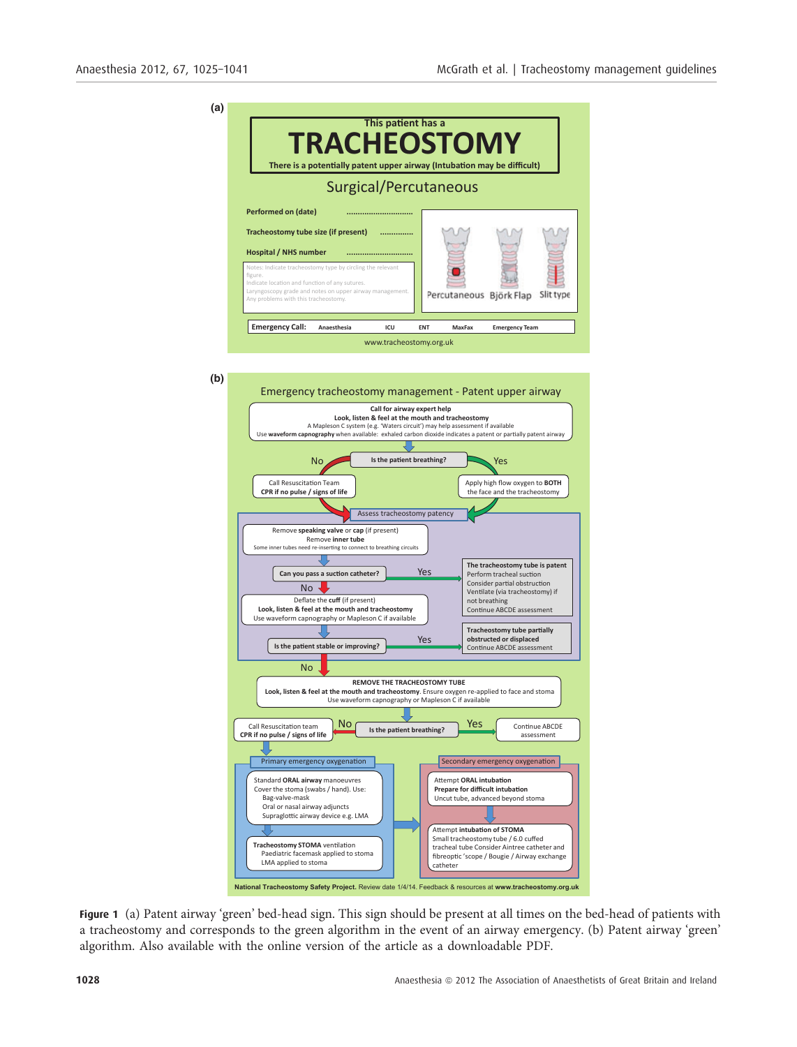(a)

This patient has a

# TRACHEOSTOMY

There is a potentially patent upper airway (Intubation may be difficult)

Surgical/Percutaneous

Performed on (date) ..............................

Tracheostomy tube size (if present) ..............

Hospital / NHS number ..............................

Notes: Indicate tracheostomy type by circling the relevant figure.
Indicate location and function of any sutures.
Laryngoscopy grade and notes on upper airway management.
Any problems with this tracheostomy.

Percutaneous Björk Flap Slit type

Emergency Call: Anaesthesia ICU ENT MaxFax Emergency Team

www.tracheostomy.org.uk

(b)

Emergency tracheostomy management - Patent upper airway

Call for airway expert help
Look, listen & feel at the mouth and tracheostomy
A Mapleson C system (e.g. 'Waters circuit') may help assessment if available
Use waveform capnography when available: exhaled carbon dioxide indicates a patent or partially patent airway

Is the patient breathing?

No: Call Resuscitation Team
CPR if no pulse / signs of life

Yes: Apply high flow oxygen to BOTH the face and the tracheostomy

Assess tracheostomy patency

Remove speaking valve or cap (if present)
Remove inner tube
Some inner tubes need re-inserting to connect to breathing circuits

Can you pass a suction catheter?

Yes: The tracheostomy tube is patent
Perform tracheal suction
Consider partial obstruction
Ventilate (via tracheostomy) if not breathing
Continue ABCDE assessment

No: Deflate the cuff (if present)
Look, listen & feel at the mouth and tracheostomy
Use waveform capnography or Mapleson C if available

Is the patient stable or improving?

Yes: Tracheostomy tube partially obstructed or displaced
Continue ABCDE assessment

No: REMOVE THE TRACHEOSTOMY TUBE
Look, listen & feel at the mouth and tracheostomy. Ensure oxygen re-applied to face and stoma
Use waveform capnography or Mapleson C if available

Is the patient breathing?

Yes: Continue ABCDE assessment

No: Call Resuscitation team
CPR if no pulse / signs of life

Primary emergency oxygenation

Standard ORAL airway manoeuvres
Cover the stoma (swabs / hand). Use:
Bag-valve-mask
Oral or nasal airway adjuncts
Supraglottic airway device e.g. LMA

Tracheostomy STOMA ventilation
Paediatric facemask applied to stoma
LMA applied to stoma

Secondary emergency oxygenation

Attempt ORAL intubation
Prepare for difficult intubation
Uncut tube, advanced beyond stoma

Attempt intubation of STOMA
Small tracheostomy tube / 6.0 cuffed tracheal tube Consider Aintree catheter and fibreoptic 'scope / Bougie / Airway exchange catheter

National Tracheostomy Safety Project. Review date 1/4/14. Feedback & resources at www.tracheostomy.org.uk

**Figure 1** (a) Patent airway 'green' bed-head sign. This sign should be present at all times on the bed-head of patients with a tracheostomy and corresponds to the green algorithm in the event of an airway emergency. (b) Patent airway 'green' algorithm. Also available with the online version of the article as a downloadable PDF.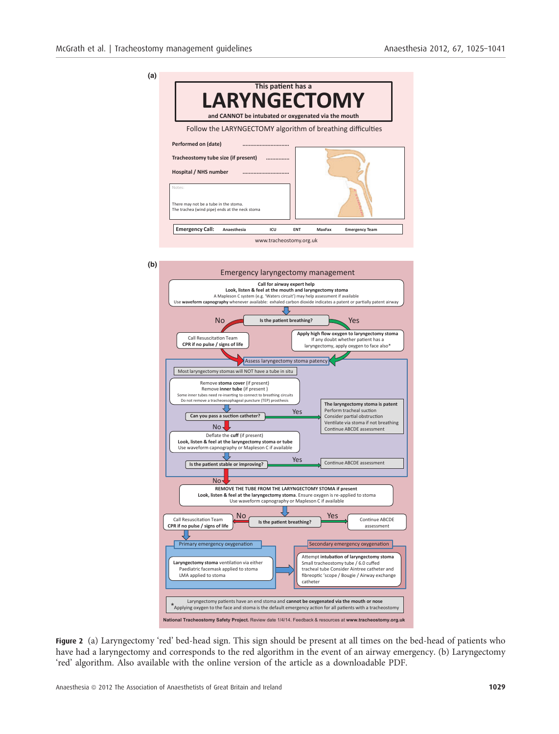(a)

This patient has a

# LARYNGECTOMY

and CANNOT be intubated or oxygenated via the mouth

Follow the LARYNGECTOMY algorithm of breathing difficulties

**Performed on (date)** ..............................

**Tracheostomy tube size (if present)** ..............

**Hospital / NHS number** ..............................

Notes:

There may not be a tube in the stoma.
The trachea (wind pipe) ends at the neck stoma

**Emergency Call:** Anaesthesia ICU ENT MaxFax Emergency Team

www.tracheostomy.org.uk

(b)

Emergency laryngectomy management

**Call for airway expert help**
**Look, listen & feel at the mouth and laryngectomy stoma**
A Mapleson C system (e.g. 'Waters circuit') may help assessment if available
Use **waveform capnography** whenever available: exhaled carbon dioxide indicates a patent or partially patent airway

**Is the patient breathing?**

No: Call Resuscitation Team
**CPR if no pulse / signs of life**

Yes: **Apply high flow oxygen to laryngectomy stoma**
If any doubt whether patient has a laryngectomy, apply oxygen to face also*

Assess laryngectomy stoma patency

Most laryngectomy stomas will NOT have a tube in situ

Remove **stoma cover** (if present)
Remove **inner tube** (if present)
Some inner tubes need re-inserting to connect to breathing circuits
Do not remove a tracheoesophageal puncture (TEP) prosthesis

**Can you pass a suction catheter?**

Yes: **The laryngectomy stoma is patent**
Perform tracheal suction
Consider partial obstruction
Ventilate via stoma if not breathing
Continue ABCDE assessment

No: Deflate the **cuff** (if present)
**Look, listen & feel at the laryngectomy stoma or tube**
Use waveform capnography or Mapleson C if available

**Is the patient stable or improving?**

Yes: Continue ABCDE assessment

No: **REMOVE THE TUBE FROM THE LARYNGECTOMY STOMA if present**
**Look, listen & feel at the laryngectomy stoma.** Ensure oxygen is re-applied to stoma
Use waveform capnography or Mapleson C if available

**Is the patient breathing?**

No: Call Resuscitation Team
**CPR if no pulse / signs of life**

Yes: Continue ABCDE assessment

Primary emergency oxygenation

**Laryngectomy stoma** ventilation via either
Paediatric facemask applied to stoma
LMA applied to stoma

Secondary emergency oxygenation

Attempt **intubation of laryngectomy stoma**
Small tracheostomy tube / 6.0 cuffed tracheal tube Consider Aintree catheter and fibreoptic 'scope / Bougie / Airway exchange catheter

*Laryngectomy patients have an end stoma and **cannot be oxygenated via the mouth or nose**
Applying oxygen to the face and stoma is the default emergency action for all patients with a tracheostomy

**National Tracheostomy Safety Project.** Review date 1/4/14. Feedback & resources at **www.tracheostomy.org.uk**

**Figure 2** (a) Laryngectomy 'red' bed-head sign. This sign should be present at all times on the bed-head of patients who have had a laryngectomy and corresponds to the red algorithm in the event of an airway emergency. (b) Laryngectomy 'red' algorithm. Also available with the online version of the article as a downloadable PDF.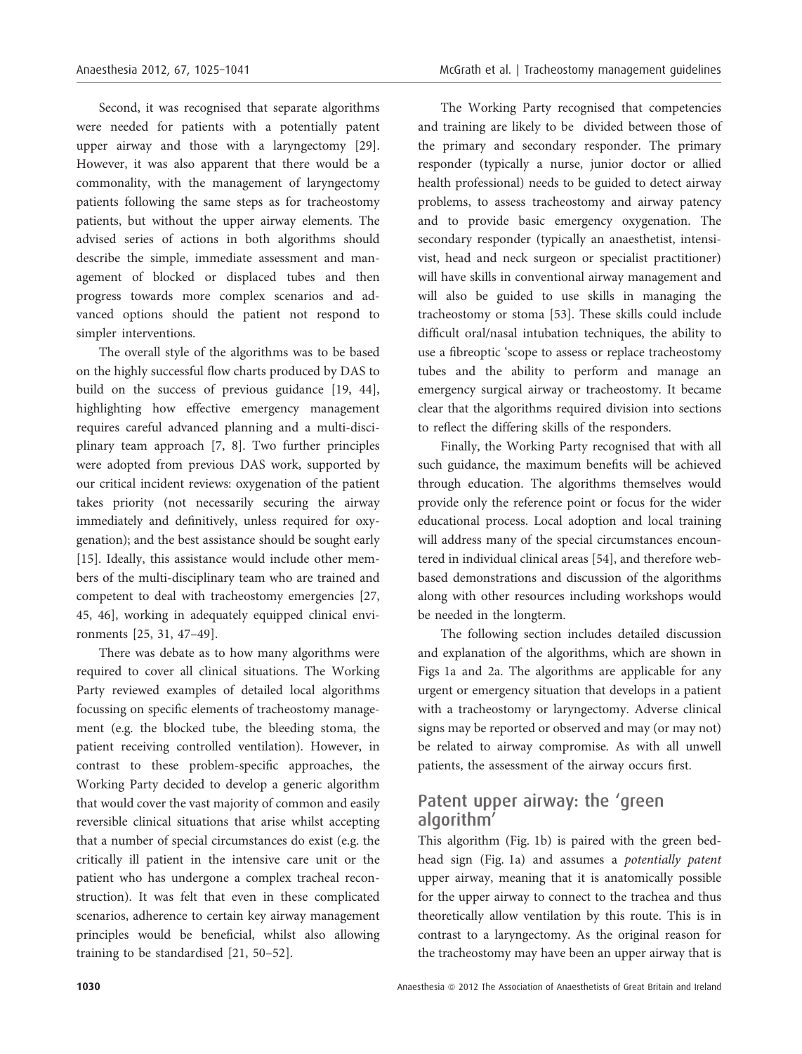Second, it was recognised that separate algorithms were needed for patients with a potentially patent upper airway and those with a laryngectomy [29]. However, it was also apparent that there would be a commonality, with the management of laryngectomy patients following the same steps as for tracheostomy patients, but without the upper airway elements. The advised series of actions in both algorithms should describe the simple, immediate assessment and management of blocked or displaced tubes and then progress towards more complex scenarios and advanced options should the patient not respond to simpler interventions.

The overall style of the algorithms was to be based on the highly successful flow charts produced by DAS to build on the success of previous guidance [19, 44], highlighting how effective emergency management requires careful advanced planning and a multi-disciplinary team approach [7, 8]. Two further principles were adopted from previous DAS work, supported by our critical incident reviews: oxygenation of the patient takes priority (not necessarily securing the airway immediately and definitively, unless required for oxygenation); and the best assistance should be sought early [15]. Ideally, this assistance would include other members of the multi-disciplinary team who are trained and competent to deal with tracheostomy emergencies [27, 45, 46], working in adequately equipped clinical environments [25, 31, 47–49].

There was debate as to how many algorithms were required to cover all clinical situations. The Working Party reviewed examples of detailed local algorithms focussing on specific elements of tracheostomy management (e.g. the blocked tube, the bleeding stoma, the patient receiving controlled ventilation). However, in contrast to these problem-specific approaches, the Working Party decided to develop a generic algorithm that would cover the vast majority of common and easily reversible clinical situations that arise whilst accepting that a number of special circumstances do exist (e.g. the critically ill patient in the intensive care unit or the patient who has undergone a complex tracheal reconstruction). It was felt that even in these complicated scenarios, adherence to certain key airway management principles would be beneficial, whilst also allowing training to be standardised [21, 50–52].

The Working Party recognised that competencies and training are likely to be divided between those of the primary and secondary responder. The primary responder (typically a nurse, junior doctor or allied health professional) needs to be guided to detect airway problems, to assess tracheostomy and airway patency and to provide basic emergency oxygenation. The secondary responder (typically an anaesthetist, intensivist, head and neck surgeon or specialist practitioner) will have skills in conventional airway management and will also be guided to use skills in managing the tracheostomy or stoma [53]. These skills could include difficult oral/nasal intubation techniques, the ability to use a fibreoptic 'scope to assess or replace tracheostomy tubes and the ability to perform and manage an emergency surgical airway or tracheostomy. It became clear that the algorithms required division into sections to reflect the differing skills of the responders.

Finally, the Working Party recognised that with all such guidance, the maximum benefits will be achieved through education. The algorithms themselves would provide only the reference point or focus for the wider educational process. Local adoption and local training will address many of the special circumstances encountered in individual clinical areas [54], and therefore web-based demonstrations and discussion of the algorithms along with other resources including workshops would be needed in the longterm.

The following section includes detailed discussion and explanation of the algorithms, which are shown in Figs 1a and 2a. The algorithms are applicable for any urgent or emergency situation that develops in a patient with a tracheostomy or laryngectomy. Adverse clinical signs may be reported or observed and may (or may not) be related to airway compromise. As with all unwell patients, the assessment of the airway occurs first.

## Patent upper airway: the 'green algorithm'

This algorithm (Fig. 1b) is paired with the green bed-head sign (Fig. 1a) and assumes a *potentially patent* upper airway, meaning that it is anatomically possible for the upper airway to connect to the trachea and thus theoretically allow ventilation by this route. This is in contrast to a laryngectomy. As the original reason for the tracheostomy may have been an upper airway that is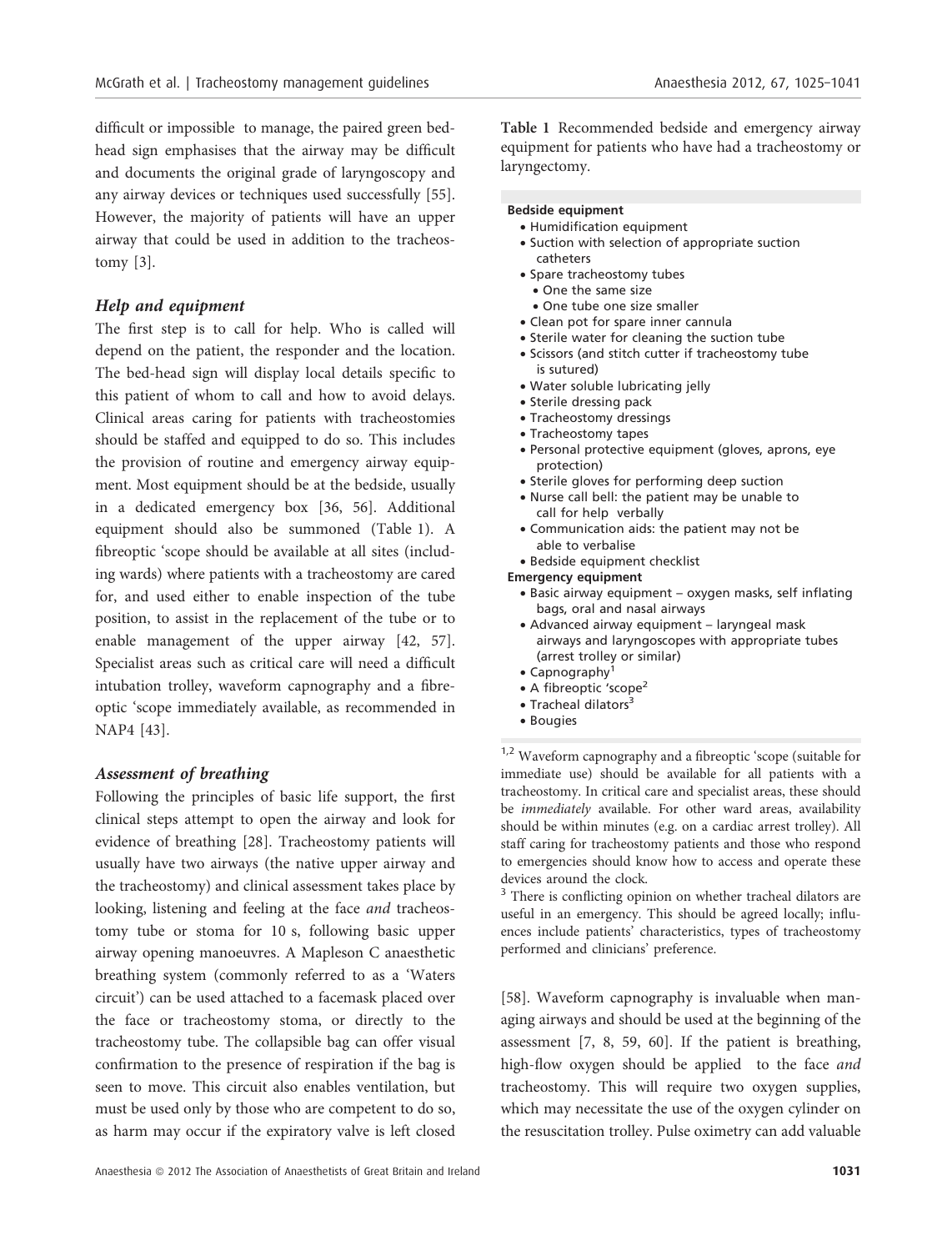difficult or impossible to manage, the paired green bed-head sign emphasises that the airway may be difficult and documents the original grade of laryngoscopy and any airway devices or techniques used successfully [55]. However, the majority of patients will have an upper airway that could be used in addition to the tracheostomy [3].

### Help and equipment

The first step is to call for help. Who is called will depend on the patient, the responder and the location. The bed-head sign will display local details specific to this patient of whom to call and how to avoid delays. Clinical areas caring for patients with tracheostomies should be staffed and equipped to do so. This includes the provision of routine and emergency airway equipment. Most equipment should be at the bedside, usually in a dedicated emergency box [36, 56]. Additional equipment should also be summoned (Table 1). A fibreoptic 'scope should be available at all sites (including wards) where patients with a tracheostomy are cared for, and used either to enable inspection of the tube position, to assist in the replacement of the tube or to enable management of the upper airway [42, 57]. Specialist areas such as critical care will need a difficult intubation trolley, waveform capnography and a fibreoptic 'scope immediately available, as recommended in NAP4 [43].

### Assessment of breathing

Following the principles of basic life support, the first clinical steps attempt to open the airway and look for evidence of breathing [28]. Tracheostomy patients will usually have two airways (the native upper airway and the tracheostomy) and clinical assessment takes place by looking, listening and feeling at the face *and* tracheostomy tube or stoma for 10 s, following basic upper airway opening manoeuvres. A Mapleson C anaesthetic breathing system (commonly referred to as a 'Waters circuit') can be used attached to a facemask placed over the face or tracheostomy stoma, or directly to the tracheostomy tube. The collapsible bag can offer visual confirmation to the presence of respiration if the bag is seen to move. This circuit also enables ventilation, but must be used only by those who are competent to do so, as harm may occur if the expiratory valve is left closed [58]. Waveform capnography is invaluable when managing airways and should be used at the beginning of the assessment [7, 8, 59, 60]. If the patient is breathing, high-flow oxygen should be applied to the face *and* tracheostomy. This will require two oxygen supplies, which may necessitate the use of the oxygen cylinder on the resuscitation trolley. Pulse oximetry can add valuable

**Table 1** Recommended bedside and emergency airway equipment for patients who have had a tracheostomy or laryngectomy.

**Bedside equipment**

- Humidification equipment
- Suction with selection of appropriate suction catheters
- Spare tracheostomy tubes
  - One the same size
  - One tube one size smaller
- Clean pot for spare inner cannula
- Sterile water for cleaning the suction tube
- Scissors (and stitch cutter if tracheostomy tube is sutured)
- Water soluble lubricating jelly
- Sterile dressing pack
- Tracheostomy dressings
- Tracheostomy tapes
- Personal protective equipment (gloves, aprons, eye protection)
- Sterile gloves for performing deep suction
- Nurse call bell: the patient may be unable to call for help verbally
- Communication aids: the patient may not be able to verbalise
- Bedside equipment checklist

**Emergency equipment**

- Basic airway equipment – oxygen masks, self inflating bags, oral and nasal airways
- Advanced airway equipment – laryngeal mask airways and laryngoscopes with appropriate tubes (arrest trolley or similar)
- Capnography[1]
- A fibreoptic 'scope[2]
- Tracheal dilators[3]
- Bougies

[1,2] Waveform capnography and a fibreoptic 'scope (suitable for immediate use) should be available for all patients with a tracheostomy. In critical care and specialist areas, these should be *immediately* available. For other ward areas, availability should be within minutes (e.g. on a cardiac arrest trolley). All staff caring for tracheostomy patients and those who respond to emergencies should know how to access and operate these devices around the clock.

[3] There is conflicting opinion on whether tracheal dilators are useful in an emergency. This should be agreed locally; influences include patients' characteristics, types of tracheostomy performed and clinicians' preference.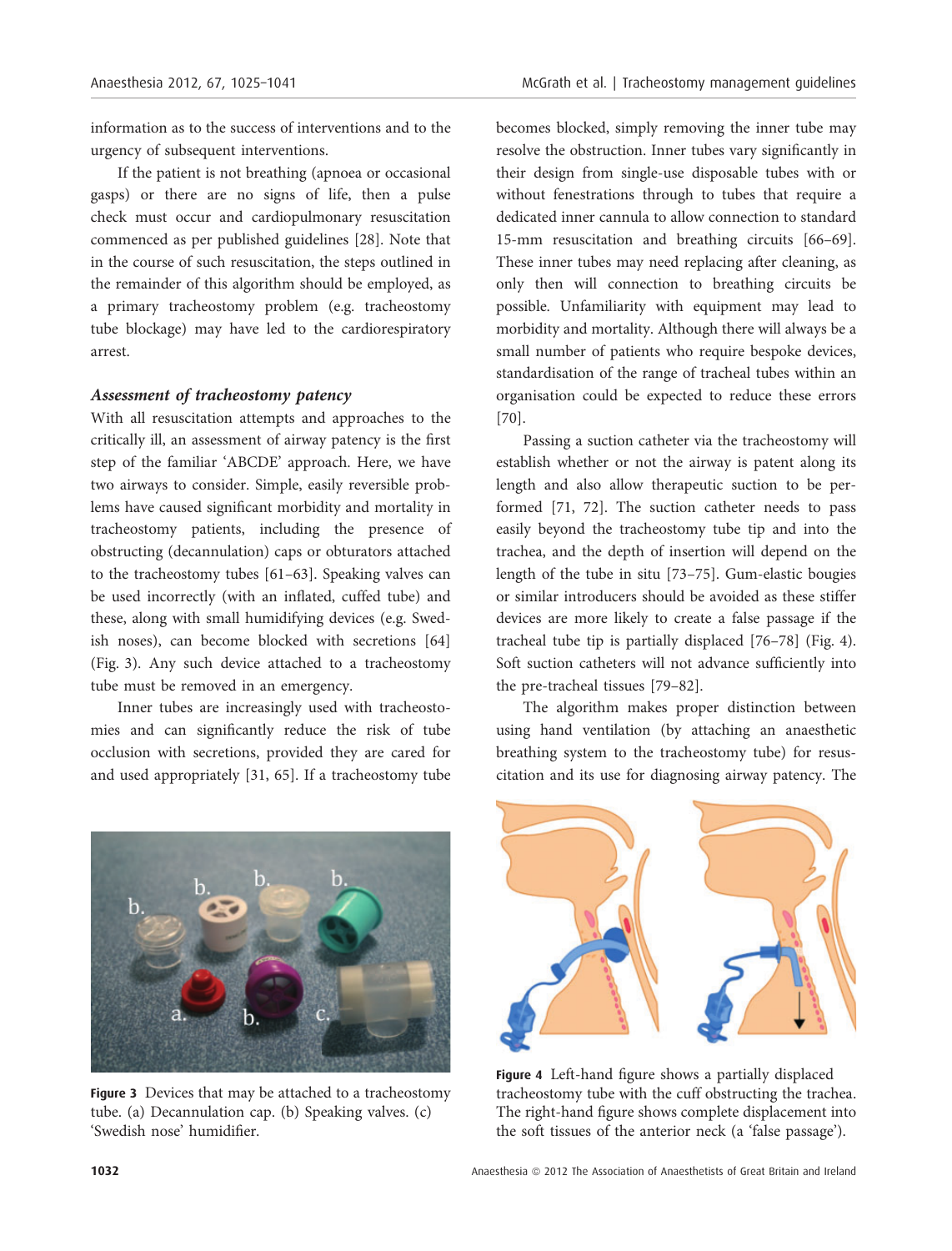information as to the success of interventions and to the urgency of subsequent interventions.

If the patient is not breathing (apnoea or occasional gasps) or there are no signs of life, then a pulse check must occur and cardiopulmonary resuscitation commenced as per published guidelines [28]. Note that in the course of such resuscitation, the steps outlined in the remainder of this algorithm should be employed, as a primary tracheostomy problem (e.g. tracheostomy tube blockage) may have led to the cardiorespiratory arrest.

### *Assessment of tracheostomy patency*

With all resuscitation attempts and approaches to the critically ill, an assessment of airway patency is the first step of the familiar 'ABCDE' approach. Here, we have two airways to consider. Simple, easily reversible problems have caused significant morbidity and mortality in tracheostomy patients, including the presence of obstructing (decannulation) caps or obturators attached to the tracheostomy tubes [61–63]. Speaking valves can be used incorrectly (with an inflated, cuffed tube) and these, along with small humidifying devices (e.g. Swedish noses), can become blocked with secretions [64] (Fig. 3). Any such device attached to a tracheostomy tube must be removed in an emergency.

Inner tubes are increasingly used with tracheostomies and can significantly reduce the risk of tube occlusion with secretions, provided they are cared for and used appropriately [31, 65]. If a tracheostomy tube becomes blocked, simply removing the inner tube may resolve the obstruction. Inner tubes vary significantly in their design from single-use disposable tubes with or without fenestrations through to tubes that require a dedicated inner cannula to allow connection to standard 15-mm resuscitation and breathing circuits [66–69]. These inner tubes may need replacing after cleaning, as only then will connection to breathing circuits be possible. Unfamiliarity with equipment may lead to morbidity and mortality. Although there will always be a small number of patients who require bespoke devices, standardisation of the range of tracheal tubes within an organisation could be expected to reduce these errors [70].

Passing a suction catheter via the tracheostomy will establish whether or not the airway is patent along its length and also allow therapeutic suction to be performed [71, 72]. The suction catheter needs to pass easily beyond the tracheostomy tube tip and into the trachea, and the depth of insertion will depend on the length of the tube in situ [73–75]. Gum-elastic bougies or similar introducers should be avoided as these stiffer devices are more likely to create a false passage if the tracheal tube tip is partially displaced [76–78] (Fig. 4). Soft suction catheters will not advance sufficiently into the pre-tracheal tissues [79–82].

The algorithm makes proper distinction between using hand ventilation (by attaching an anaesthetic breathing system to the tracheostomy tube) for resuscitation and its use for diagnosing airway patency. The

**Figure 3** Devices that may be attached to a tracheostomy tube. (a) Decannulation cap. (b) Speaking valves. (c) 'Swedish nose' humidifier.

**Figure 4** Left-hand figure shows a partially displaced tracheostomy tube with the cuff obstructing the trachea. The right-hand figure shows complete displacement into the soft tissues of the anterior neck (a 'false passage').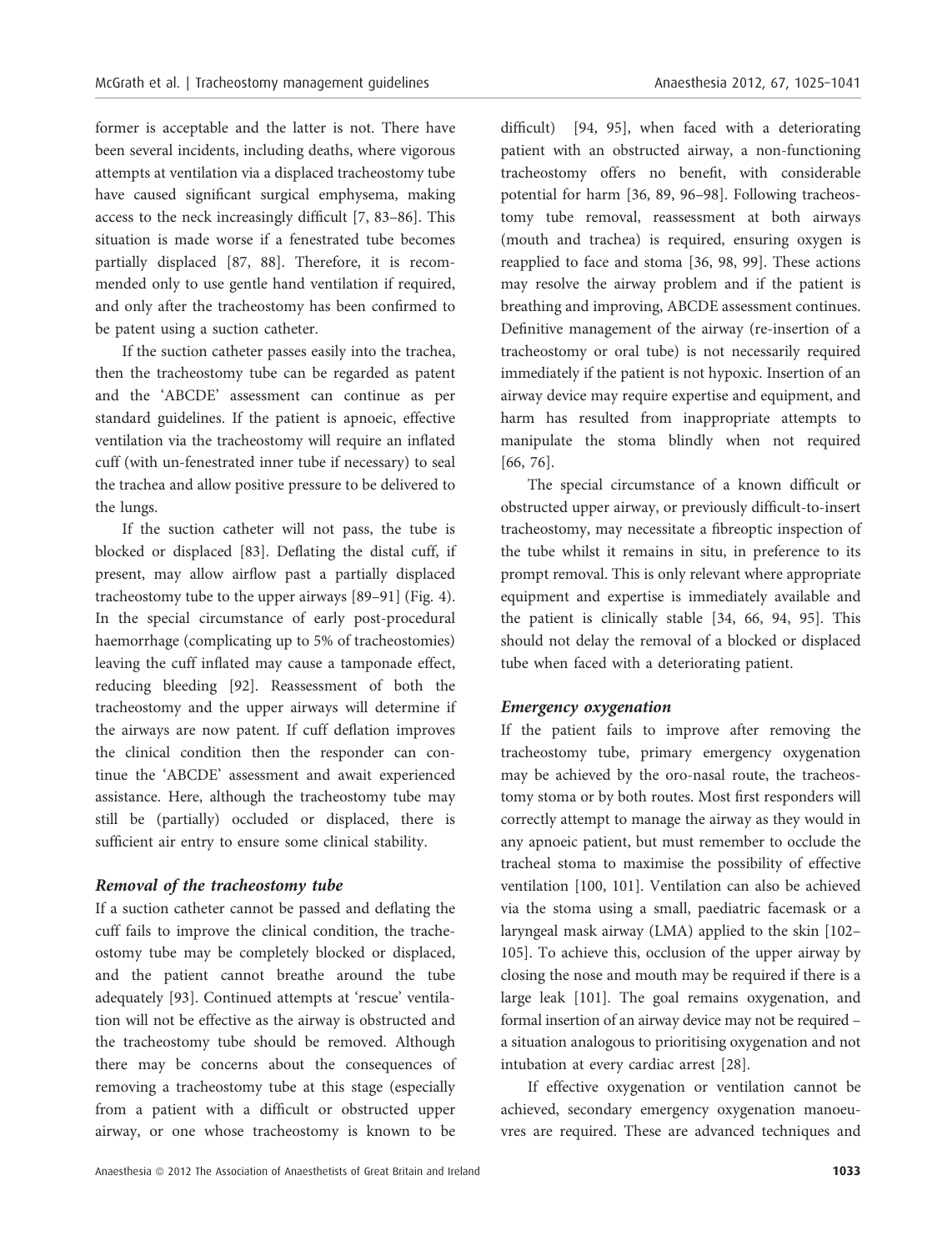former is acceptable and the latter is not. There have been several incidents, including deaths, where vigorous attempts at ventilation via a displaced tracheostomy tube have caused significant surgical emphysema, making access to the neck increasingly difficult [7, 83–86]. This situation is made worse if a fenestrated tube becomes partially displaced [87, 88]. Therefore, it is recommended only to use gentle hand ventilation if required, and only after the tracheostomy has been confirmed to be patent using a suction catheter.

If the suction catheter passes easily into the trachea, then the tracheostomy tube can be regarded as patent and the 'ABCDE' assessment can continue as per standard guidelines. If the patient is apnoeic, effective ventilation via the tracheostomy will require an inflated cuff (with un-fenestrated inner tube if necessary) to seal the trachea and allow positive pressure to be delivered to the lungs.

If the suction catheter will not pass, the tube is blocked or displaced [83]. Deflating the distal cuff, if present, may allow airflow past a partially displaced tracheostomy tube to the upper airways [89–91] (Fig. 4). In the special circumstance of early post-procedural haemorrhage (complicating up to 5% of tracheostomies) leaving the cuff inflated may cause a tamponade effect, reducing bleeding [92]. Reassessment of both the tracheostomy and the upper airways will determine if the airways are now patent. If cuff deflation improves the clinical condition then the responder can continue the 'ABCDE' assessment and await experienced assistance. Here, although the tracheostomy tube may still be (partially) occluded or displaced, there is sufficient air entry to ensure some clinical stability.

### *Removal of the tracheostomy tube*

If a suction catheter cannot be passed and deflating the cuff fails to improve the clinical condition, the tracheostomy tube may be completely blocked or displaced, and the patient cannot breathe around the tube adequately [93]. Continued attempts at 'rescue' ventilation will not be effective as the airway is obstructed and the tracheostomy tube should be removed. Although there may be concerns about the consequences of removing a tracheostomy tube at this stage (especially from a patient with a difficult or obstructed upper airway, or one whose tracheostomy is known to be difficult) [94, 95], when faced with a deteriorating patient with an obstructed airway, a non-functioning tracheostomy offers no benefit, with considerable potential for harm [36, 89, 96–98]. Following tracheostomy tube removal, reassessment at both airways (mouth and trachea) is required, ensuring oxygen is reapplied to face and stoma [36, 98, 99]. These actions may resolve the airway problem and if the patient is breathing and improving, ABCDE assessment continues. Definitive management of the airway (re-insertion of a tracheostomy or oral tube) is not necessarily required immediately if the patient is not hypoxic. Insertion of an airway device may require expertise and equipment, and harm has resulted from inappropriate attempts to manipulate the stoma blindly when not required [66, 76].

The special circumstance of a known difficult or obstructed upper airway, or previously difficult-to-insert tracheostomy, may necessitate a fibreoptic inspection of the tube whilst it remains in situ, in preference to its prompt removal. This is only relevant where appropriate equipment and expertise is immediately available and the patient is clinically stable [34, 66, 94, 95]. This should not delay the removal of a blocked or displaced tube when faced with a deteriorating patient.

### *Emergency oxygenation*

If the patient fails to improve after removing the tracheostomy tube, primary emergency oxygenation may be achieved by the oro-nasal route, the tracheostomy stoma or by both routes. Most first responders will correctly attempt to manage the airway as they would in any apnoeic patient, but must remember to occlude the tracheal stoma to maximise the possibility of effective ventilation [100, 101]. Ventilation can also be achieved via the stoma using a small, paediatric facemask or a laryngeal mask airway (LMA) applied to the skin [102–105]. To achieve this, occlusion of the upper airway by closing the nose and mouth may be required if there is a large leak [101]. The goal remains oxygenation, and formal insertion of an airway device may not be required – a situation analogous to prioritising oxygenation and not intubation at every cardiac arrest [28].

If effective oxygenation or ventilation cannot be achieved, secondary emergency oxygenation manoeuvres are required. These are advanced techniques and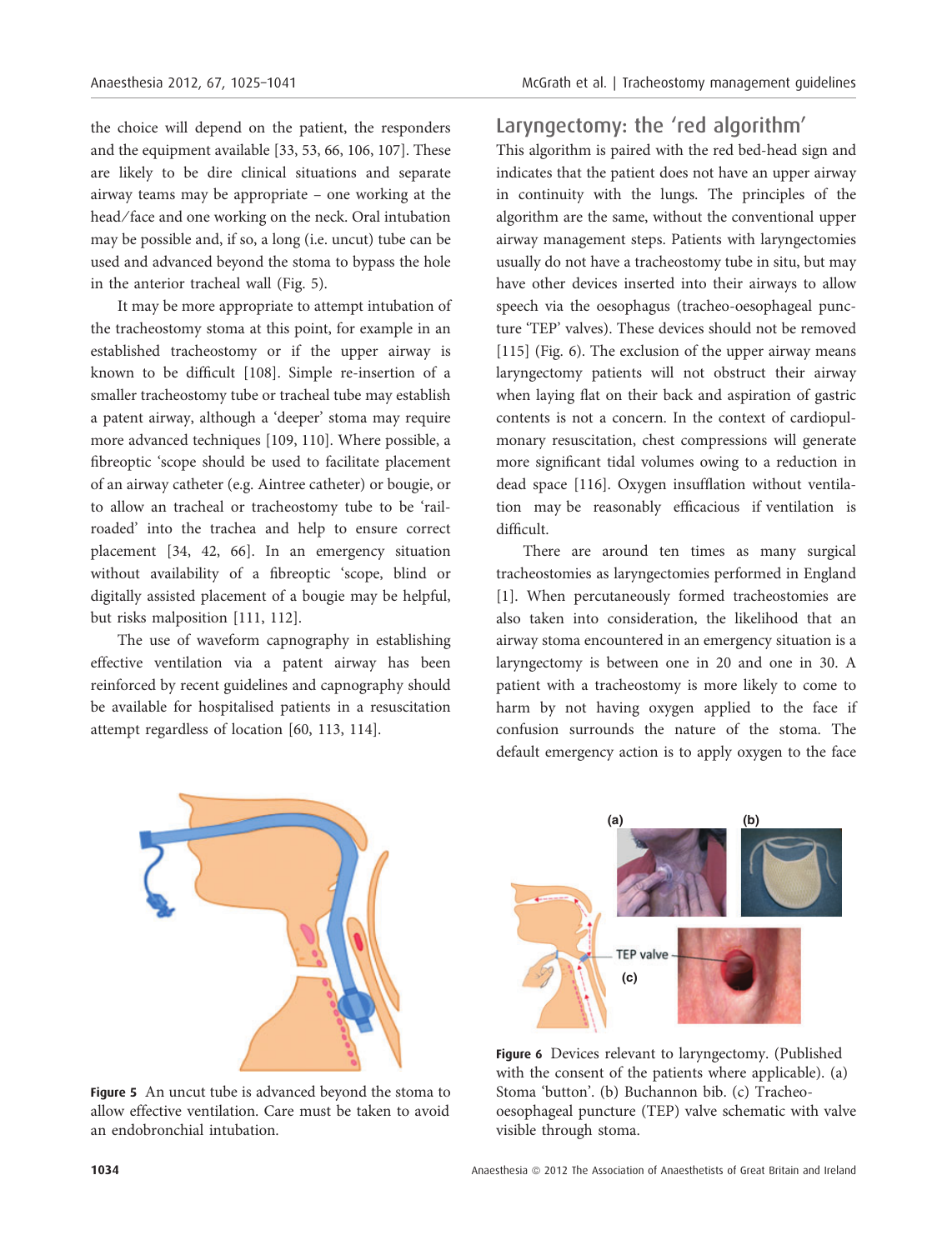the choice will depend on the patient, the responders and the equipment available [33, 53, 66, 106, 107]. These are likely to be dire clinical situations and separate airway teams may be appropriate – one working at the head/face and one working on the neck. Oral intubation may be possible and, if so, a long (i.e. uncut) tube can be used and advanced beyond the stoma to bypass the hole in the anterior tracheal wall (Fig. 5).

It may be more appropriate to attempt intubation of the tracheostomy stoma at this point, for example in an established tracheostomy or if the upper airway is known to be difficult [108]. Simple re-insertion of a smaller tracheostomy tube or tracheal tube may establish a patent airway, although a 'deeper' stoma may require more advanced techniques [109, 110]. Where possible, a fibreoptic 'scope should be used to facilitate placement of an airway catheter (e.g. Aintree catheter) or bougie, or to allow an tracheal or tracheostomy tube to be 'rail-roaded' into the trachea and help to ensure correct placement [34, 42, 66]. In an emergency situation without availability of a fibreoptic 'scope, blind or digitally assisted placement of a bougie may be helpful, but risks malposition [111, 112].

The use of waveform capnography in establishing effective ventilation via a patent airway has been reinforced by recent guidelines and capnography should be available for hospitalised patients in a resuscitation attempt regardless of location [60, 113, 114].

Figure 5 An uncut tube is advanced beyond the stoma to allow effective ventilation. Care must be taken to avoid an endobronchial intubation.

## Laryngectomy: the 'red algorithm'

This algorithm is paired with the red bed-head sign and indicates that the patient does not have an upper airway in continuity with the lungs. The principles of the algorithm are the same, without the conventional upper airway management steps. Patients with laryngectomies usually do not have a tracheostomy tube in situ, but may have other devices inserted into their airways to allow speech via the oesophagus (tracheo-oesophageal puncture 'TEP' valves). These devices should not be removed [115] (Fig. 6). The exclusion of the upper airway means laryngectomy patients will not obstruct their airway when laying flat on their back and aspiration of gastric contents is not a concern. In the context of cardiopulmonary resuscitation, chest compressions will generate more significant tidal volumes owing to a reduction in dead space [116]. Oxygen insufflation without ventilation may be reasonably efficacious if ventilation is difficult.

There are around ten times as many surgical tracheostomies as laryngectomies performed in England [1]. When percutaneously formed tracheostomies are also taken into consideration, the likelihood that an airway stoma encountered in an emergency situation is a laryngectomy is between one in 20 and one in 30. A patient with a tracheostomy is more likely to come to harm by not having oxygen applied to the face if confusion surrounds the nature of the stoma. The default emergency action is to apply oxygen to the face

Figure 6 Devices relevant to laryngectomy. (Published with the consent of the patients where applicable). (a) Stoma 'button'. (b) Buchannon bib. (c) Tracheo-oesophageal puncture (TEP) valve schematic with valve visible through stoma.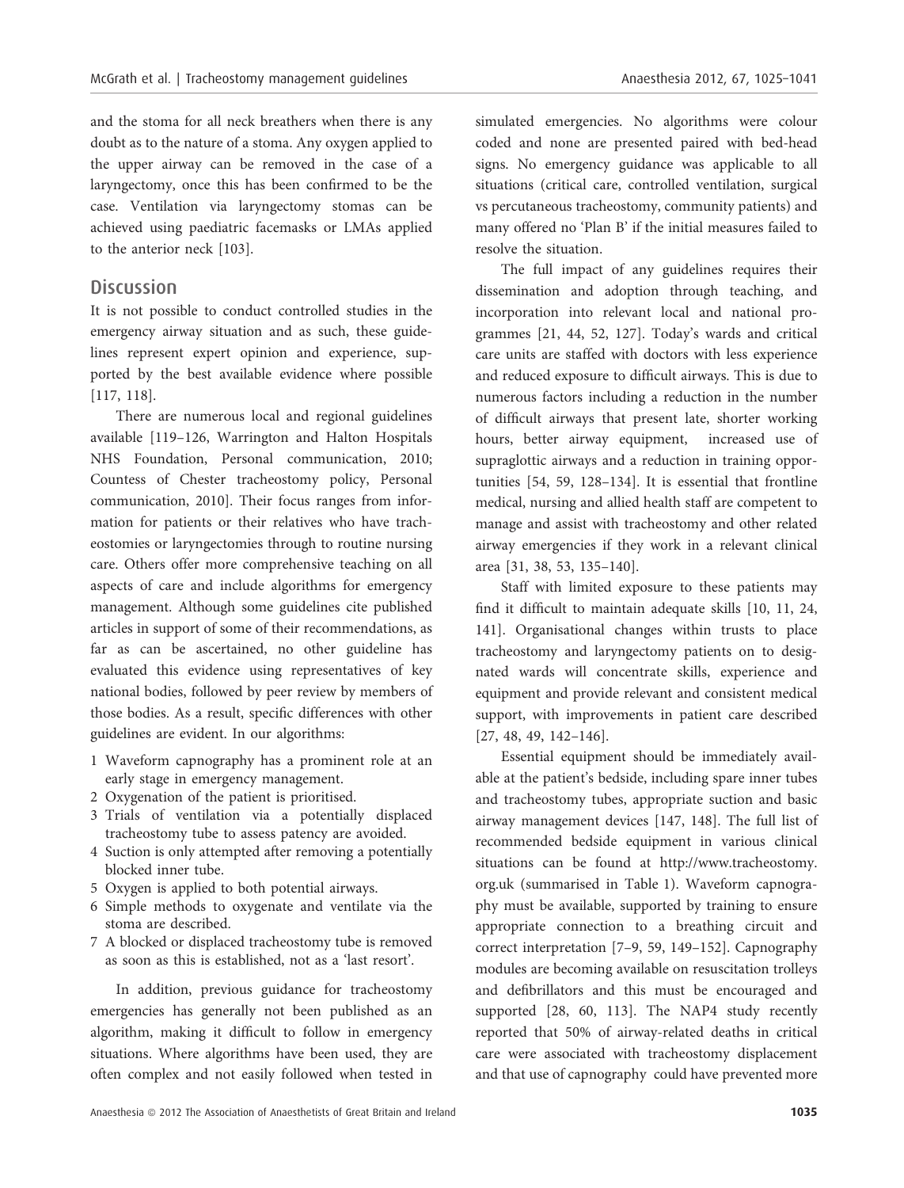and the stoma for all neck breathers when there is any doubt as to the nature of a stoma. Any oxygen applied to the upper airway can be removed in the case of a laryngectomy, once this has been confirmed to be the case. Ventilation via laryngectomy stomas can be achieved using paediatric facemasks or LMAs applied to the anterior neck [103].

## Discussion

It is not possible to conduct controlled studies in the emergency airway situation and as such, these guidelines represent expert opinion and experience, supported by the best available evidence where possible [117, 118].

There are numerous local and regional guidelines available [119–126, Warrington and Halton Hospitals NHS Foundation, Personal communication, 2010; Countess of Chester tracheostomy policy, Personal communication, 2010]. Their focus ranges from information for patients or their relatives who have tracheostomies or laryngectomies through to routine nursing care. Others offer more comprehensive teaching on all aspects of care and include algorithms for emergency management. Although some guidelines cite published articles in support of some of their recommendations, as far as can be ascertained, no other guideline has evaluated this evidence using representatives of key national bodies, followed by peer review by members of those bodies. As a result, specific differences with other guidelines are evident. In our algorithms:

1. Waveform capnography has a prominent role at an early stage in emergency management.
2. Oxygenation of the patient is prioritised.
3. Trials of ventilation via a potentially displaced tracheostomy tube to assess patency are avoided.
4. Suction is only attempted after removing a potentially blocked inner tube.
5. Oxygen is applied to both potential airways.
6. Simple methods to oxygenate and ventilate via the stoma are described.
7. A blocked or displaced tracheostomy tube is removed as soon as this is established, not as a 'last resort'.

In addition, previous guidance for tracheostomy emergencies has generally not been published as an algorithm, making it difficult to follow in emergency situations. Where algorithms have been used, they are often complex and not easily followed when tested in simulated emergencies. No algorithms were colour coded and none are presented paired with bed-head signs. No emergency guidance was applicable to all situations (critical care, controlled ventilation, surgical vs percutaneous tracheostomy, community patients) and many offered no 'Plan B' if the initial measures failed to resolve the situation.

The full impact of any guidelines requires their dissemination and adoption through teaching, and incorporation into relevant local and national programmes [21, 44, 52, 127]. Today's wards and critical care units are staffed with doctors with less experience and reduced exposure to difficult airways. This is due to numerous factors including a reduction in the number of difficult airways that present late, shorter working hours, better airway equipment, increased use of supraglottic airways and a reduction in training opportunities [54, 59, 128–134]. It is essential that frontline medical, nursing and allied health staff are competent to manage and assist with tracheostomy and other related airway emergencies if they work in a relevant clinical area [31, 38, 53, 135–140].

Staff with limited exposure to these patients may find it difficult to maintain adequate skills [10, 11, 24, 141]. Organisational changes within trusts to place tracheostomy and laryngectomy patients on to designated wards will concentrate skills, experience and equipment and provide relevant and consistent medical support, with improvements in patient care described [27, 48, 49, 142–146].

Essential equipment should be immediately available at the patient's bedside, including spare inner tubes and tracheostomy tubes, appropriate suction and basic airway management devices [147, 148]. The full list of recommended bedside equipment in various clinical situations can be found at http://www.tracheostomy.org.uk (summarised in Table 1). Waveform capnography must be available, supported by training to ensure appropriate connection to a breathing circuit and correct interpretation [7–9, 59, 149–152]. Capnography modules are becoming available on resuscitation trolleys and defibrillators and this must be encouraged and supported [28, 60, 113]. The NAP4 study recently reported that 50% of airway-related deaths in critical care were associated with tracheostomy displacement and that use of capnography could have prevented more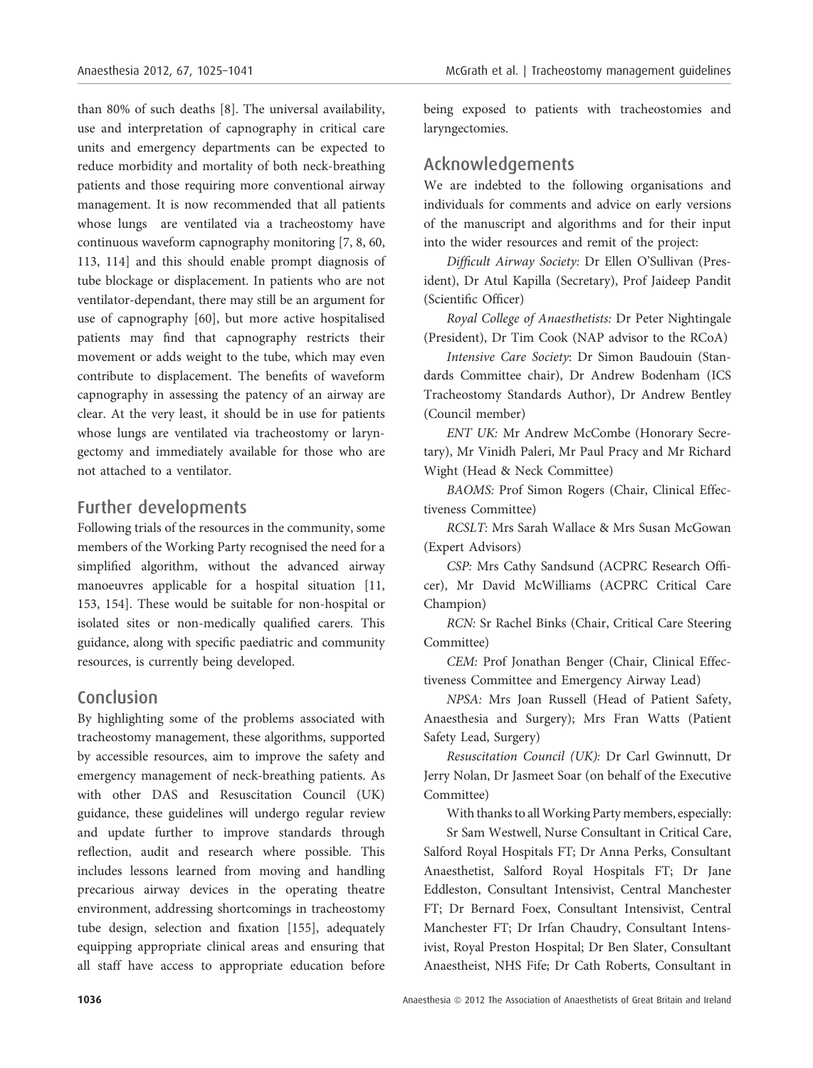than 80% of such deaths [8]. The universal availability, use and interpretation of capnography in critical care units and emergency departments can be expected to reduce morbidity and mortality of both neck-breathing patients and those requiring more conventional airway management. It is now recommended that all patients whose lungs are ventilated via a tracheostomy have continuous waveform capnography monitoring [7, 8, 60, 113, 114] and this should enable prompt diagnosis of tube blockage or displacement. In patients who are not ventilator-dependant, there may still be an argument for use of capnography [60], but more active hospitalised patients may find that capnography restricts their movement or adds weight to the tube, which may even contribute to displacement. The benefits of waveform capnography in assessing the patency of an airway are clear. At the very least, it should be in use for patients whose lungs are ventilated via tracheostomy or laryngectomy and immediately available for those who are not attached to a ventilator.

## Further developments

Following trials of the resources in the community, some members of the Working Party recognised the need for a simplified algorithm, without the advanced airway manoeuvres applicable for a hospital situation [11, 153, 154]. These would be suitable for non-hospital or isolated sites or non-medically qualified carers. This guidance, along with specific paediatric and community resources, is currently being developed.

## Conclusion

By highlighting some of the problems associated with tracheostomy management, these algorithms, supported by accessible resources, aim to improve the safety and emergency management of neck-breathing patients. As with other DAS and Resuscitation Council (UK) guidance, these guidelines will undergo regular review and update further to improve standards through reflection, audit and research where possible. This includes lessons learned from moving and handling precarious airway devices in the operating theatre environment, addressing shortcomings in tracheostomy tube design, selection and fixation [155], adequately equipping appropriate clinical areas and ensuring that all staff have access to appropriate education before being exposed to patients with tracheostomies and laryngectomies.

## Acknowledgements

We are indebted to the following organisations and individuals for comments and advice on early versions of the manuscript and algorithms and for their input into the wider resources and remit of the project:

*Difficult Airway Society:* Dr Ellen O'Sullivan (President), Dr Atul Kapilla (Secretary), Prof Jaideep Pandit (Scientific Officer)

*Royal College of Anaesthetists:* Dr Peter Nightingale (President), Dr Tim Cook (NAP advisor to the RCoA)

*Intensive Care Society*: Dr Simon Baudouin (Standards Committee chair), Dr Andrew Bodenham (ICS Tracheostomy Standards Author), Dr Andrew Bentley (Council member)

*ENT UK:* Mr Andrew McCombe (Honorary Secretary), Mr Vinidh Paleri, Mr Paul Pracy and Mr Richard Wight (Head & Neck Committee)

*BAOMS:* Prof Simon Rogers (Chair, Clinical Effectiveness Committee)

*RCSLT*: Mrs Sarah Wallace & Mrs Susan McGowan (Expert Advisors)

*CSP:* Mrs Cathy Sandsund (ACPRC Research Officer), Mr David McWilliams (ACPRC Critical Care Champion)

*RCN:* Sr Rachel Binks (Chair, Critical Care Steering Committee)

*CEM:* Prof Jonathan Benger (Chair, Clinical Effectiveness Committee and Emergency Airway Lead)

*NPSA:* Mrs Joan Russell (Head of Patient Safety, Anaesthesia and Surgery); Mrs Fran Watts (Patient Safety Lead, Surgery)

*Resuscitation Council (UK):* Dr Carl Gwinnutt, Dr Jerry Nolan, Dr Jasmeet Soar (on behalf of the Executive Committee)

With thanks to all Working Party members, especially:

Sr Sam Westwell, Nurse Consultant in Critical Care, Salford Royal Hospitals FT; Dr Anna Perks, Consultant Anaesthetist, Salford Royal Hospitals FT; Dr Jane Eddleston, Consultant Intensivist, Central Manchester FT; Dr Bernard Foex, Consultant Intensivist, Central Manchester FT; Dr Irfan Chaudry, Consultant Intensivist, Royal Preston Hospital; Dr Ben Slater, Consultant Anaestheist, NHS Fife; Dr Cath Roberts, Consultant in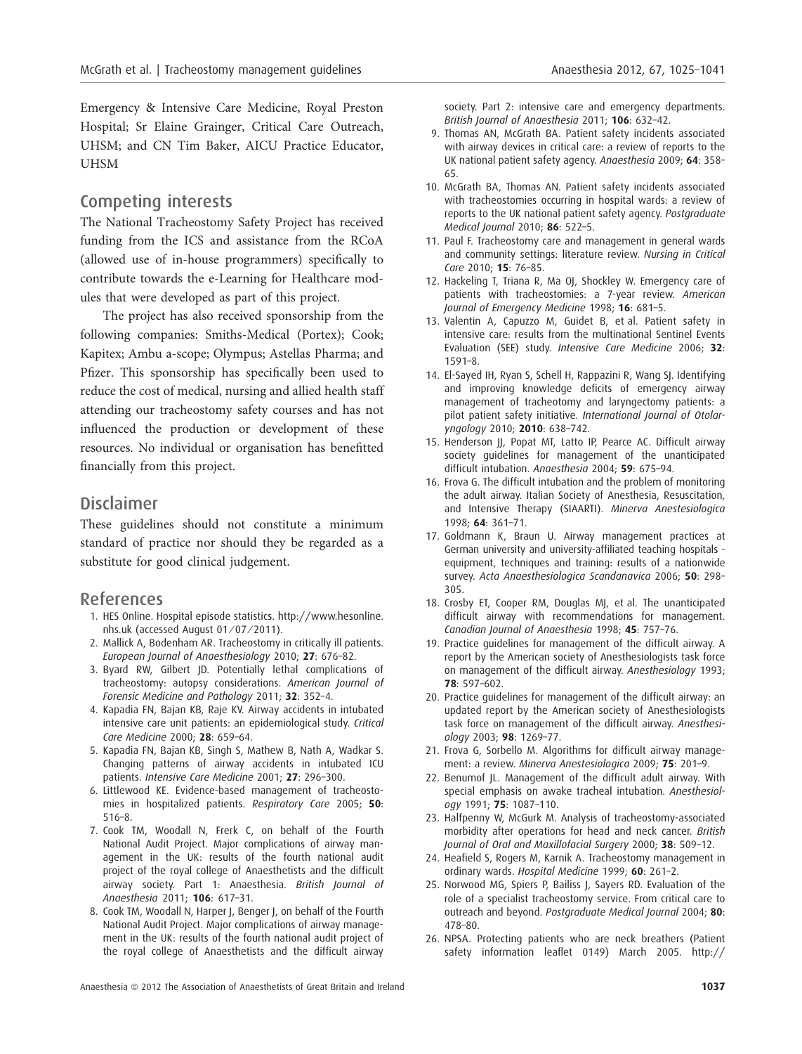Emergency & Intensive Care Medicine, Royal Preston Hospital; Sr Elaine Grainger, Critical Care Outreach, UHSM; and CN Tim Baker, AICU Practice Educator, UHSM

## Competing interests

The National Tracheostomy Safety Project has received funding from the ICS and assistance from the RCoA (allowed use of in-house programmers) specifically to contribute towards the e-Learning for Healthcare modules that were developed as part of this project.

The project has also received sponsorship from the following companies: Smiths-Medical (Portex); Cook; Kapitex; Ambu a-scope; Olympus; Astellas Pharma; and Pfizer. This sponsorship has specifically been used to reduce the cost of medical, nursing and allied health staff attending our tracheostomy safety courses and has not influenced the production or development of these resources. No individual or organisation has benefitted financially from this project.

## Disclaimer

These guidelines should not constitute a minimum standard of practice nor should they be regarded as a substitute for good clinical judgement.

## References

1. HES Online. Hospital episode statistics. http://www.hesonline.nhs.uk (accessed August 01/07/2011).
2. Mallick A, Bodenham AR. Tracheostomy in critically ill patients. *European Journal of Anaesthesiology* 2010; **27**: 676–82.
3. Byard RW, Gilbert JD. Potentially lethal complications of tracheostomy: autopsy considerations. *American Journal of Forensic Medicine and Pathology* 2011; **32**: 352–4.
4. Kapadia FN, Bajan KB, Raje KV. Airway accidents in intubated intensive care unit patients: an epidemiological study. *Critical Care Medicine* 2000; **28**: 659–64.
5. Kapadia FN, Bajan KB, Singh S, Mathew B, Nath A, Wadkar S. Changing patterns of airway accidents in intubated ICU patients. *Intensive Care Medicine* 2001; **27**: 296–300.
6. Littlewood KE. Evidence-based management of tracheostomies in hospitalized patients. *Respiratory Care* 2005; **50**: 516–8.
7. Cook TM, Woodall N, Frerk C, on behalf of the Fourth National Audit Project. Major complications of airway management in the UK: results of the fourth national audit project of the royal college of Anaesthetists and the difficult airway society. Part 1: Anaesthesia. *British Journal of Anaesthesia* 2011; **106**: 617–31.
8. Cook TM, Woodall N, Harper J, Benger J, on behalf of the Fourth National Audit Project. Major complications of airway management in the UK: results of the fourth national audit project of the royal college of Anaesthetists and the difficult airway society. Part 2: intensive care and emergency departments. *British Journal of Anaesthesia* 2011; **106**: 632–42.
9. Thomas AN, McGrath BA. Patient safety incidents associated with airway devices in critical care: a review of reports to the UK national patient safety agency. *Anaesthesia* 2009; **64**: 358–65.
10. McGrath BA, Thomas AN. Patient safety incidents associated with tracheostomies occurring in hospital wards: a review of reports to the UK national patient safety agency. *Postgraduate Medical Journal* 2010; **86**: 522–5.
11. Paul F. Tracheostomy care and management in general wards and community settings: literature review. *Nursing in Critical Care* 2010; **15**: 76–85.
12. Hackeling T, Triana R, Ma OJ, Shockley W. Emergency care of patients with tracheostomies: a 7-year review. *American Journal of Emergency Medicine* 1998; **16**: 681–5.
13. Valentin A, Capuzzo M, Guidet B, et al. Patient safety in intensive care: results from the multinational Sentinel Events Evaluation (SEE) study. *Intensive Care Medicine* 2006; **32**: 1591–8.
14. El-Sayed IH, Ryan S, Schell H, Rappazini R, Wang SJ. Identifying and improving knowledge deficits of emergency airway management of tracheotomy and laryngectomy patients: a pilot patient safety initiative. *International Journal of Otolaryngology* 2010; **2010**: 638–742.
15. Henderson JJ, Popat MT, Latto IP, Pearce AC. Difficult airway society guidelines for management of the unanticipated difficult intubation. *Anaesthesia* 2004; **59**: 675–94.
16. Frova G. The difficult intubation and the problem of monitoring the adult airway. Italian Society of Anesthesia, Resuscitation, and Intensive Therapy (SIAARTI). *Minerva Anestesiologica* 1998; **64**: 361–71.
17. Goldmann K, Braun U. Airway management practices at German university and university-affiliated teaching hospitals - equipment, techniques and training: results of a nationwide survey. *Acta Anaesthesiologica Scandanavica* 2006; **50**: 298–305.
18. Crosby ET, Cooper RM, Douglas MJ, et al. The unanticipated difficult airway with recommendations for management. *Canadian Journal of Anaesthesia* 1998; **45**: 757–76.
19. Practice guidelines for management of the difficult airway. A report by the American society of Anesthesiologists task force on management of the difficult airway. *Anesthesiology* 1993; **78**: 597–602.
20. Practice guidelines for management of the difficult airway: an updated report by the American society of Anesthesiologists task force on management of the difficult airway. *Anesthesiology* 2003; **98**: 1269–77.
21. Frova G, Sorbello M. Algorithms for difficult airway management: a review. *Minerva Anestesiologica* 2009; **75**: 201–9.
22. Benumof JL. Management of the difficult adult airway. With special emphasis on awake tracheal intubation. *Anesthesiology* 1991; **75**: 1087–110.
23. Halfpenny W, McGurk M. Analysis of tracheostomy-associated morbidity after operations for head and neck cancer. *British Journal of Oral and Maxillofacial Surgery* 2000; **38**: 509–12.
24. Heafield S, Rogers M, Karnik A. Tracheostomy management in ordinary wards. *Hospital Medicine* 1999; **60**: 261–2.
25. Norwood MG, Spiers P, Bailiss J, Sayers RD. Evaluation of the role of a specialist tracheostomy service. From critical care to outreach and beyond. *Postgraduate Medical Journal* 2004; **80**: 478–80.
26. NPSA. Protecting patients who are neck breathers (Patient safety information leaflet 0149) March 2005. http://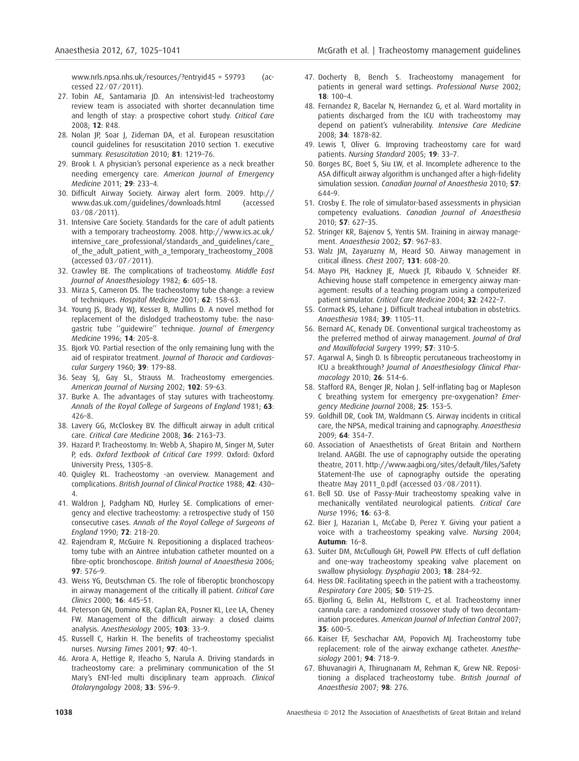www.nrls.npsa.nhs.uk/resources/?entryid45 = 59793 (accessed 22/07/2011).

27. Tobin AE, Santamaria JD. An intensivist-led tracheostomy review team is associated with shorter decannulation time and length of stay: a prospective cohort study. *Critical Care* 2008; **12**: R48.
28. Nolan JP, Soar J, Zideman DA, et al. European resuscitation council guidelines for resuscitation 2010 section 1. executive summary. *Resuscitation* 2010; **81**: 1219–76.
29. Brook I. A physician's personal experience as a neck breather needing emergency care. *American Journal of Emergency Medicine* 2011; **29**: 233–4.
30. Difficult Airway Society. Airway alert form. 2009. http://www.das.uk.com/guidelines/downloads.html (accessed 03/08/2011).
31. Intensive Care Society. Standards for the care of adult patients with a temporary tracheostomy. 2008. http://www.ics.ac.uk/intensive_care_professional/standards_and_guidelines/care_of_the_adult_patient_with_a_temporary_tracheostomy_2008 (accessed 03/07/2011).
32. Crawley BE. The complications of tracheostomy. *Middle East Journal of Anaesthesiology* 1982; **6**: 605–18.
33. Mirza S, Cameron DS. The tracheostomy tube change: a review of techniques. *Hospital Medicine* 2001; **62**: 158–63.
34. Young JS, Brady WJ, Kesser B, Mullins D. A novel method for replacement of the dislodged tracheostomy tube: the nasogastric tube ''guidewire'' technique. *Journal of Emergency Medicine* 1996; **14**: 205–8.
35. Bjork VO. Partial resection of the only remaining lung with the aid of respirator treatment. *Journal of Thoracic and Cardiovascular Surgery* 1960; **39**: 179–88.
36. Seay SJ, Gay SL, Strauss M. Tracheostomy emergencies. *American Journal of Nursing* 2002; **102**: 59–63.
37. Burke A. The advantages of stay sutures with tracheostomy. *Annals of the Royal College of Surgeons of England* 1981; **63**: 426–8.
38. Lavery GG, McCloskey BV. The difficult airway in adult critical care. *Critical Care Medicine* 2008; **36**: 2163–73.
39. Hazard P. Tracheostomy. In: Webb A, Shapiro M, Singer M, Suter P, eds. *Oxford Textbook of Critical Care 1999*. Oxford: Oxford University Press, 1305–8.
40. Quigley RL. Tracheostomy -an overview. Management and complications. *British Journal of Clinical Practice* 1988; **42**: 430–4.
41. Waldron J, Padgham ND, Hurley SE. Complications of emergency and elective tracheostomy: a retrospective study of 150 consecutive cases. *Annals of the Royal College of Surgeons of England* 1990; **72**: 218–20.
42. Rajendram R, McGuire N. Repositioning a displaced tracheostomy tube with an Aintree intubation catheter mounted on a fibre-optic bronchoscope. *British Journal of Anaesthesia* 2006; **97**: 576–9.
43. Weiss YG, Deutschman CS. The role of fiberoptic bronchoscopy in airway management of the critically ill patient. *Critical Care Clinics* 2000; **16**: 445–51.
44. Peterson GN, Domino KB, Caplan RA, Posner KL, Lee LA, Cheney FW. Management of the difficult airway: a closed claims analysis. *Anesthesiology* 2005; **103**: 33–9.
45. Russell C, Harkin H. The benefits of tracheostomy specialist nurses. *Nursing Times* 2001; **97**: 40–1.
46. Arora A, Hettige R, Ifeacho S, Narula A. Driving standards in tracheostomy care: a preliminary communication of the St Mary's ENT-led multi disciplinary team approach. *Clinical Otolaryngology* 2008; **33**: 596–9.
47. Docherty B, Bench S. Tracheostomy management for patients in general ward settings. *Professional Nurse* 2002; **18**: 100–4.
48. Fernandez R, Bacelar N, Hernandez G, et al. Ward mortality in patients discharged from the ICU with tracheostomy may depend on patient's vulnerability. *Intensive Care Medicine* 2008; **34**: 1878–82.
49. Lewis T, Oliver G. Improving tracheostomy care for ward patients. *Nursing Standard* 2005; **19**: 33–7.
50. Borges BC, Boet S, Siu LW, et al. Incomplete adherence to the ASA difficult airway algorithm is unchanged after a high-fidelity simulation session. *Canadian Journal of Anaesthesia* 2010; **57**: 644–9.
51. Crosby E. The role of simulator-based assessments in physician competency evaluations. *Canadian Journal of Anaesthesia* 2010; **57**: 627–35.
52. Stringer KR, Bajenov S, Yentis SM. Training in airway management. *Anaesthesia* 2002; **57**: 967–83.
53. Walz JM, Zayaruzny M, Heard SO. Airway management in critical illness. *Chest* 2007; **131**: 608–20.
54. Mayo PH, Hackney JE, Mueck JT, Ribaudo V, Schneider RF. Achieving house staff competence in emergency airway management: results of a teaching program using a computerized patient simulator. *Critical Care Medicine* 2004; **32**: 2422–7.
55. Cormack RS, Lehane J. Difficult tracheal intubation in obstetrics. *Anaesthesia* 1984; **39**: 1105–11.
56. Bernard AC, Kenady DE. Conventional surgical tracheostomy as the preferred method of airway management. *Journal of Oral and Maxillofacial Surgery* 1999; **57**: 310–5.
57. Agarwal A, Singh D. Is fibreoptic percutaneous tracheostomy in ICU a breakthrough? *Journal of Anaesthesiology Clinical Pharmacology* 2010; **26**: 514–6.
58. Stafford RA, Benger JR, Nolan J. Self-inflating bag or Mapleson C breathing system for emergency pre-oxygenation? *Emergency Medicine Journal* 2008; **25**: 153–5.
59. Goldhill DR, Cook TM, Waldmann CS. Airway incidents in critical care, the NPSA, medical training and capnography. *Anaesthesia* 2009; **64**: 354–7.
60. Association of Anaesthetists of Great Britain and Northern Ireland. AAGBI. The use of capnography outside the operating theatre, 2011. http://www.aagbi.org/sites/default/files/Safety Statement-The use of capnography outside the operating theatre May 2011_0.pdf (accessed 03/08/2011).
61. Bell SD. Use of Passy-Muir tracheostomy speaking valve in mechanically ventilated neurological patients. *Critical Care Nurse* 1996; **16**: 63–8.
62. Bier J, Hazarian L, McCabe D, Perez Y. Giving your patient a voice with a tracheostomy speaking valve. *Nursing* 2004; **Autumn**: 16–8.
63. Suiter DM, McCullough GH, Powell PW. Effects of cuff deflation and one-way tracheostomy speaking valve placement on swallow physiology. *Dysphagia* 2003; **18**: 284–92.
64. Hess DR. Facilitating speech in the patient with a tracheostomy. *Respiratory Care* 2005; **50**: 519–25.
65. Bjorling G, Belin AL, Hellstrom C, et al. Tracheostomy inner cannula care: a randomized crossover study of two decontamination procedures. *American Journal of Infection Control* 2007; **35**: 600–5.
66. Kaiser EF, Seschachar AM, Popovich MJ. Tracheostomy tube replacement: role of the airway exchange catheter. *Anesthesiology* 2001; **94**: 718–9.
67. Bhuvanagiri A, Thirugnanam M, Rehman K, Grew NR. Repositioning a displaced tracheostomy tube. *British Journal of Anaesthesia* 2007; **98**: 276.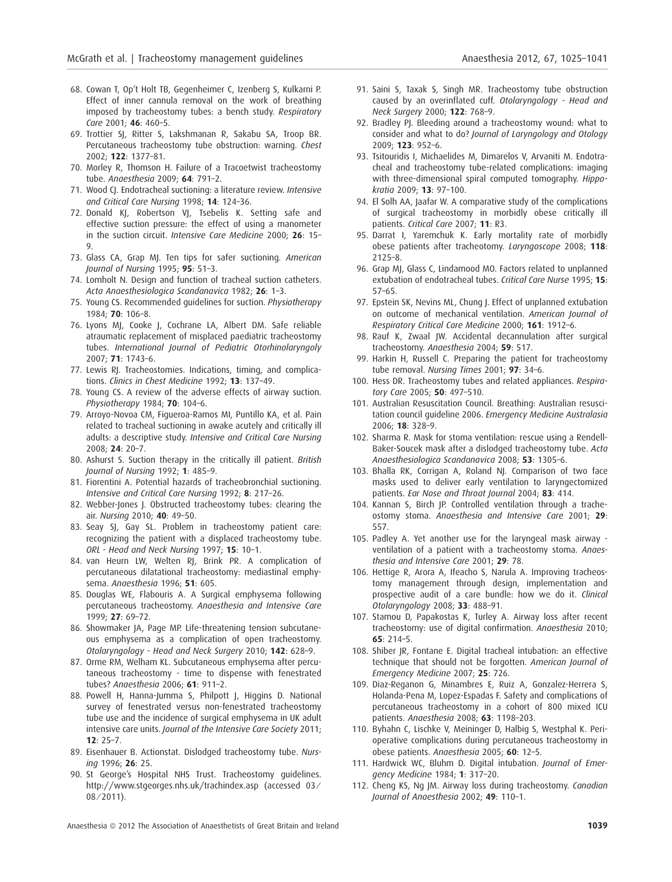68. Cowan T, Op't Holt TB, Gegenheimer C, Izenberg S, Kulkarni P. Effect of inner cannula removal on the work of breathing imposed by tracheostomy tubes: a bench study. *Respiratory Care* 2001; **46**: 460–5.
69. Trottier SJ, Ritter S, Lakshmanan R, Sakabu SA, Troop BR. Percutaneous tracheostomy tube obstruction: warning. *Chest* 2002; **122**: 1377–81.
70. Morley R, Thomson H. Failure of a Tracoetwist tracheostomy tube. *Anaesthesia* 2009; **64**: 791–2.
71. Wood CJ. Endotracheal suctioning: a literature review. *Intensive and Critical Care Nursing* 1998; **14**: 124–36.
72. Donald KJ, Robertson VJ, Tsebelis K. Setting safe and effective suction pressure: the effect of using a manometer in the suction circuit. *Intensive Care Medicine* 2000; **26**: 15–9.
73. Glass CA, Grap MJ. Ten tips for safer suctioning. *American Journal of Nursing* 1995; **95**: 51–3.
74. Lomholt N. Design and function of tracheal suction catheters. *Acta Anaesthesiologica Scandanavica* 1982; **26**: 1–3.
75. Young CS. Recommended guidelines for suction. *Physiotherapy* 1984; **70**: 106–8.
76. Lyons MJ, Cooke J, Cochrane LA, Albert DM. Safe reliable atraumatic replacement of misplaced paediatric tracheostomy tubes. *International Journal of Pediatric Otorhinolaryngoly* 2007; **71**: 1743–6.
77. Lewis RJ. Tracheostomies. Indications, timing, and complications. *Clinics in Chest Medicine* 1992; **13**: 137–49.
78. Young CS. A review of the adverse effects of airway suction. *Physiotherapy* 1984; **70**: 104–6.
79. Arroyo-Novoa CM, Figueroa-Ramos MI, Puntillo KA, et al. Pain related to tracheal suctioning in awake acutely and critically ill adults: a descriptive study. *Intensive and Critical Care Nursing* 2008; **24**: 20–7.
80. Ashurst S. Suction therapy in the critically ill patient. *British Journal of Nursing* 1992; **1**: 485–9.
81. Fiorentini A. Potential hazards of tracheobronchial suctioning. *Intensive and Critical Care Nursing* 1992; **8**: 217–26.
82. Webber-Jones J. Obstructed tracheostomy tubes: clearing the air. *Nursing* 2010; **40**: 49–50.
83. Seay SJ, Gay SL. Problem in tracheostomy patient care: recognizing the patient with a displaced tracheostomy tube. *ORL - Head and Neck Nursing* 1997; **15**: 10–1.
84. van Heurn LW, Welten RJ, Brink PR. A complication of percutaneous dilatational tracheostomy: mediastinal emphysema. *Anaesthesia* 1996; **51**: 605.
85. Douglas WE, Flabouris A. A Surgical emphysema following percutaneous tracheostomy. *Anaesthesia and Intensive Care* 1999; **27**: 69–72.
86. Showmaker JA, Page MP. Life-threatening tension subcutaneous emphysema as a complication of open tracheostomy. *Otolaryngology - Head and Neck Surgery* 2010; **142**: 628–9.
87. Orme RM, Welham KL. Subcutaneous emphysema after percutaneous tracheostomy - time to dispense with fenestrated tubes? *Anaesthesia* 2006; **61**: 911–2.
88. Powell H, Hanna-Jumma S, Philpott J, Higgins D. National survey of fenestrated versus non-fenestrated tracheostomy tube use and the incidence of surgical emphysema in UK adult intensive care units. *Journal of the Intensive Care Society* 2011; **12**: 25–7.
89. Eisenhauer B. Actionstat. Dislodged tracheostomy tube. *Nursing* 1996; **26**: 25.
90. St George's Hospital NHS Trust. Tracheostomy guidelines. http://www.stgeorges.nhs.uk/trachindex.asp (accessed 03/08/2011).
91. Saini S, Taxak S, Singh MR. Tracheostomy tube obstruction caused by an overinflated cuff. *Otolaryngology - Head and Neck Surgery* 2000; **122**: 768–9.
92. Bradley PJ. Bleeding around a tracheostomy wound: what to consider and what to do? *Journal of Laryngology and Otology* 2009; **123**: 952–6.
93. Tsitouridis I, Michaelides M, Dimarelos V, Arvaniti M. Endotracheal and tracheostomy tube-related complications: imaging with three-dimensional spiral computed tomography. *Hippokratia* 2009; **13**: 97–100.
94. El Solh AA, Jaafar W. A comparative study of the complications of surgical tracheostomy in morbidly obese critically ill patients. *Critical Care* 2007; **11**: R3.
95. Darrat I, Yaremchuk K. Early mortality rate of morbidly obese patients after tracheotomy. *Laryngoscope* 2008; **118**: 2125–8.
96. Grap MJ, Glass C, Lindamood MO. Factors related to unplanned extubation of endotracheal tubes. *Critical Care Nurse* 1995; **15**: 57–65.
97. Epstein SK, Nevins ML, Chung J. Effect of unplanned extubation on outcome of mechanical ventilation. *American Journal of Respiratory Critical Care Medicine* 2000; **161**: 1912–6.
98. Rauf K, Zwaal JW. Accidental decannulation after surgical tracheostomy. *Anaesthesia* 2004; **59**: 517.
99. Harkin H, Russell C. Preparing the patient for tracheostomy tube removal. *Nursing Times* 2001; **97**: 34–6.
100. Hess DR. Tracheostomy tubes and related appliances. *Respiratory Care* 2005; **50**: 497–510.
101. Australian Resuscitation Council. Breathing: Australian resuscitation council guideline 2006. *Emergency Medicine Australasia* 2006; **18**: 328–9.
102. Sharma R. Mask for stoma ventilation: rescue using a Rendell-Baker-Soucek mask after a dislodged tracheostomy tube. *Acta Anaesthesiologica Scandanavica* 2008; **53**: 1305–6.
103. Bhalla RK, Corrigan A, Roland NJ. Comparison of two face masks used to deliver early ventilation to laryngectomized patients. *Ear Nose and Throat Journal* 2004; **83**: 414.
104. Kannan S, Birch JP. Controlled ventilation through a tracheostomy stoma. *Anaesthesia and Intensive Care* 2001; **29**: 557.
105. Padley A. Yet another use for the laryngeal mask airway - ventilation of a patient with a tracheostomy stoma. *Anaesthesia and Intensive Care* 2001; **29**: 78.
106. Hettige R, Arora A, Ifeacho S, Narula A. Improving tracheostomy management through design, implementation and prospective audit of a care bundle: how we do it. *Clinical Otolaryngology* 2008; **33**: 488–91.
107. Stamou D, Papakostas K, Turley A. Airway loss after recent tracheostomy: use of digital confirmation. *Anaesthesia* 2010; **65**: 214–5.
108. Shiber JR, Fontane E. Digital tracheal intubation: an effective technique that should not be forgotten. *American Journal of Emergency Medicine* 2007; **25**: 726.
109. Diaz-Reganon G, Minambres E, Ruiz A, Gonzalez-Herrera S, Holanda-Pena M, Lopez-Espadas F. Safety and complications of percutaneous tracheostomy in a cohort of 800 mixed ICU patients. *Anaesthesia* 2008; **63**: 1198–203.
110. Byhahn C, Lischke V, Meininger D, Halbig S, Westphal K. Peri-operative complications during percutaneous tracheostomy in obese patients. *Anaesthesia* 2005; **60**: 12–5.
111. Hardwick WC, Bluhm D. Digital intubation. *Journal of Emergency Medicine* 1984; **1**: 317–20.
112. Cheng KS, Ng JM. Airway loss during tracheostomy. *Canadian Journal of Anaesthesia* 2002; **49**: 110–1.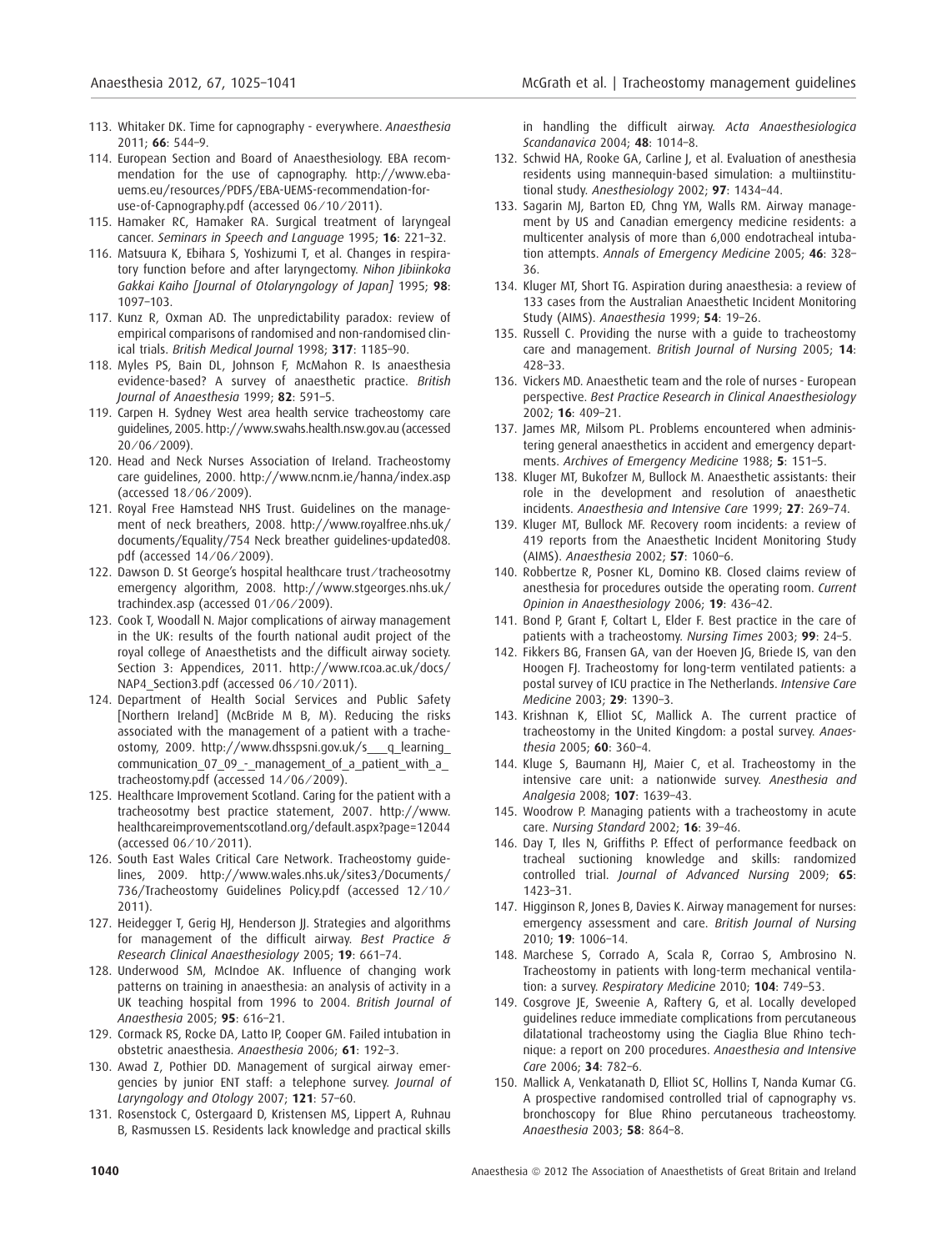113. Whitaker DK. Time for capnography - everywhere. *Anaesthesia* 2011; **66**: 544–9.
114. European Section and Board of Anaesthesiology. EBA recommendation for the use of capnography. http://www.eba-uems.eu/resources/PDFS/EBA-UEMS-recommendation-for-use-of-Capnography.pdf (accessed 06/10/2011).
115. Hamaker RC, Hamaker RA. Surgical treatment of laryngeal cancer. *Seminars in Speech and Language* 1995; **16**: 221–32.
116. Matsuura K, Ebihara S, Yoshizumi T, et al. Changes in respiratory function before and after laryngectomy. *Nihon Jibiinkoka Gakkai Kaiho [Journal of Otolaryngology of Japan]* 1995; **98**: 1097–103.
117. Kunz R, Oxman AD. The unpredictability paradox: review of empirical comparisons of randomised and non-randomised clinical trials. *British Medical Journal* 1998; **317**: 1185–90.
118. Myles PS, Bain DL, Johnson F, McMahon R. Is anaesthesia evidence-based? A survey of anaesthetic practice. *British Journal of Anaesthesia* 1999; **82**: 591–5.
119. Carpen H. Sydney West area health service tracheostomy care guidelines, 2005. http://www.swahs.health.nsw.gov.au (accessed 20/06/2009).
120. Head and Neck Nurses Association of Ireland. Tracheostomy care guidelines, 2000. http://www.ncnm.ie/hanna/index.asp (accessed 18/06/2009).
121. Royal Free Hamstead NHS Trust. Guidelines on the management of neck breathers, 2008. http://www.royalfree.nhs.uk/documents/Equality/754 Neck breather guidelines-updated08.pdf (accessed 14/06/2009).
122. Dawson D. St George's hospital healthcare trust/tracheosotmy emergency algorithm, 2008. http://www.stgeorges.nhs.uk/trachindex.asp (accessed 01/06/2009).
123. Cook T, Woodall N. Major complications of airway management in the UK: results of the fourth national audit project of the royal college of Anaesthetists and the difficult airway society. Section 3: Appendices, 2011. http://www.rcoa.ac.uk/docs/NAP4_Section3.pdf (accessed 06/10/2011).
124. Department of Health Social Services and Public Safety [Northern Ireland] (McBride M B, M). Reducing the risks associated with the management of a patient with a tracheostomy, 2009. http://www.dhsspsni.gov.uk/s___q_learning_communication_07_09_-_management_of_a_patient_with_a_tracheostomy.pdf (accessed 14/06/2009).
125. Healthcare Improvement Scotland. Caring for the patient with a tracheosotmy best practice statement, 2007. http://www.healthcareimprovementscotland.org/default.aspx?page=12044 (accessed 06/10/2011).
126. South East Wales Critical Care Network. Tracheostomy guidelines, 2009. http://www.wales.nhs.uk/sites3/Documents/736/Tracheostomy Guidelines Policy.pdf (accessed 12/10/2011).
127. Heidegger T, Gerig HJ, Henderson JJ. Strategies and algorithms for management of the difficult airway. *Best Practice & Research Clinical Anaesthesiology* 2005; **19**: 661–74.
128. Underwood SM, McIndoe AK. Influence of changing work patterns on training in anaesthesia: an analysis of activity in a UK teaching hospital from 1996 to 2004. *British Journal of Anaesthesia* 2005; **95**: 616–21.
129. Cormack RS, Rocke DA, Latto IP, Cooper GM. Failed intubation in obstetric anaesthesia. *Anaesthesia* 2006; **61**: 192–3.
130. Awad Z, Pothier DD. Management of surgical airway emergencies by junior ENT staff: a telephone survey. *Journal of Laryngology and Otology* 2007; **121**: 57–60.
131. Rosenstock C, Ostergaard D, Kristensen MS, Lippert A, Ruhnau B, Rasmussen LS. Residents lack knowledge and practical skills in handling the difficult airway. *Acta Anaesthesiologica Scandanavica* 2004; **48**: 1014–8.
132. Schwid HA, Rooke GA, Carline J, et al. Evaluation of anesthesia residents using mannequin-based simulation: a multiinstitutional study. *Anesthesiology* 2002; **97**: 1434–44.
133. Sagarin MJ, Barton ED, Chng YM, Walls RM. Airway management by US and Canadian emergency medicine residents: a multicenter analysis of more than 6,000 endotracheal intubation attempts. *Annals of Emergency Medicine* 2005; **46**: 328–36.
134. Kluger MT, Short TG. Aspiration during anaesthesia: a review of 133 cases from the Australian Anaesthetic Incident Monitoring Study (AIMS). *Anaesthesia* 1999; **54**: 19–26.
135. Russell C. Providing the nurse with a guide to tracheostomy care and management. *British Journal of Nursing* 2005; **14**: 428–33.
136. Vickers MD. Anaesthetic team and the role of nurses - European perspective. *Best Practice Research in Clinical Anaesthesiology* 2002; **16**: 409–21.
137. James MR, Milsom PL. Problems encountered when administering general anaesthetics in accident and emergency departments. *Archives of Emergency Medicine* 1988; **5**: 151–5.
138. Kluger MT, Bukofzer M, Bullock M. Anaesthetic assistants: their role in the development and resolution of anaesthetic incidents. *Anaesthesia and Intensive Care* 1999; **27**: 269–74.
139. Kluger MT, Bullock MF. Recovery room incidents: a review of 419 reports from the Anaesthetic Incident Monitoring Study (AIMS). *Anaesthesia* 2002; **57**: 1060–6.
140. Robbertze R, Posner KL, Domino KB. Closed claims review of anesthesia for procedures outside the operating room. *Current Opinion in Anaesthesiology* 2006; **19**: 436–42.
141. Bond P, Grant F, Coltart L, Elder F. Best practice in the care of patients with a tracheostomy. *Nursing Times* 2003; **99**: 24–5.
142. Fikkers BG, Fransen GA, van der Hoeven JG, Briede IS, van den Hoogen FJ. Tracheostomy for long-term ventilated patients: a postal survey of ICU practice in The Netherlands. *Intensive Care Medicine* 2003; **29**: 1390–3.
143. Krishnan K, Elliot SC, Mallick A. The current practice of tracheostomy in the United Kingdom: a postal survey. *Anaesthesia* 2005; **60**: 360–4.
144. Kluge S, Baumann HJ, Maier C, et al. Tracheostomy in the intensive care unit: a nationwide survey. *Anesthesia and Analgesia* 2008; **107**: 1639–43.
145. Woodrow P. Managing patients with a tracheostomy in acute care. *Nursing Standard* 2002; **16**: 39–46.
146. Day T, Iles N, Griffiths P. Effect of performance feedback on tracheal suctioning knowledge and skills: randomized controlled trial. *Journal of Advanced Nursing* 2009; **65**: 1423–31.
147. Higginson R, Jones B, Davies K. Airway management for nurses: emergency assessment and care. *British Journal of Nursing* 2010; **19**: 1006–14.
148. Marchese S, Corrado A, Scala R, Corrao S, Ambrosino N. Tracheostomy in patients with long-term mechanical ventilation: a survey. *Respiratory Medicine* 2010; **104**: 749–53.
149. Cosgrove JE, Sweenie A, Raftery G, et al. Locally developed guidelines reduce immediate complications from percutaneous dilatational tracheostomy using the Ciaglia Blue Rhino technique: a report on 200 procedures. *Anaesthesia and Intensive Care* 2006; **34**: 782–6.
150. Mallick A, Venkatanath D, Elliot SC, Hollins T, Nanda Kumar CG. A prospective randomised controlled trial of capnography vs. bronchoscopy for Blue Rhino percutaneous tracheostomy. *Anaesthesia* 2003; **58**: 864–8.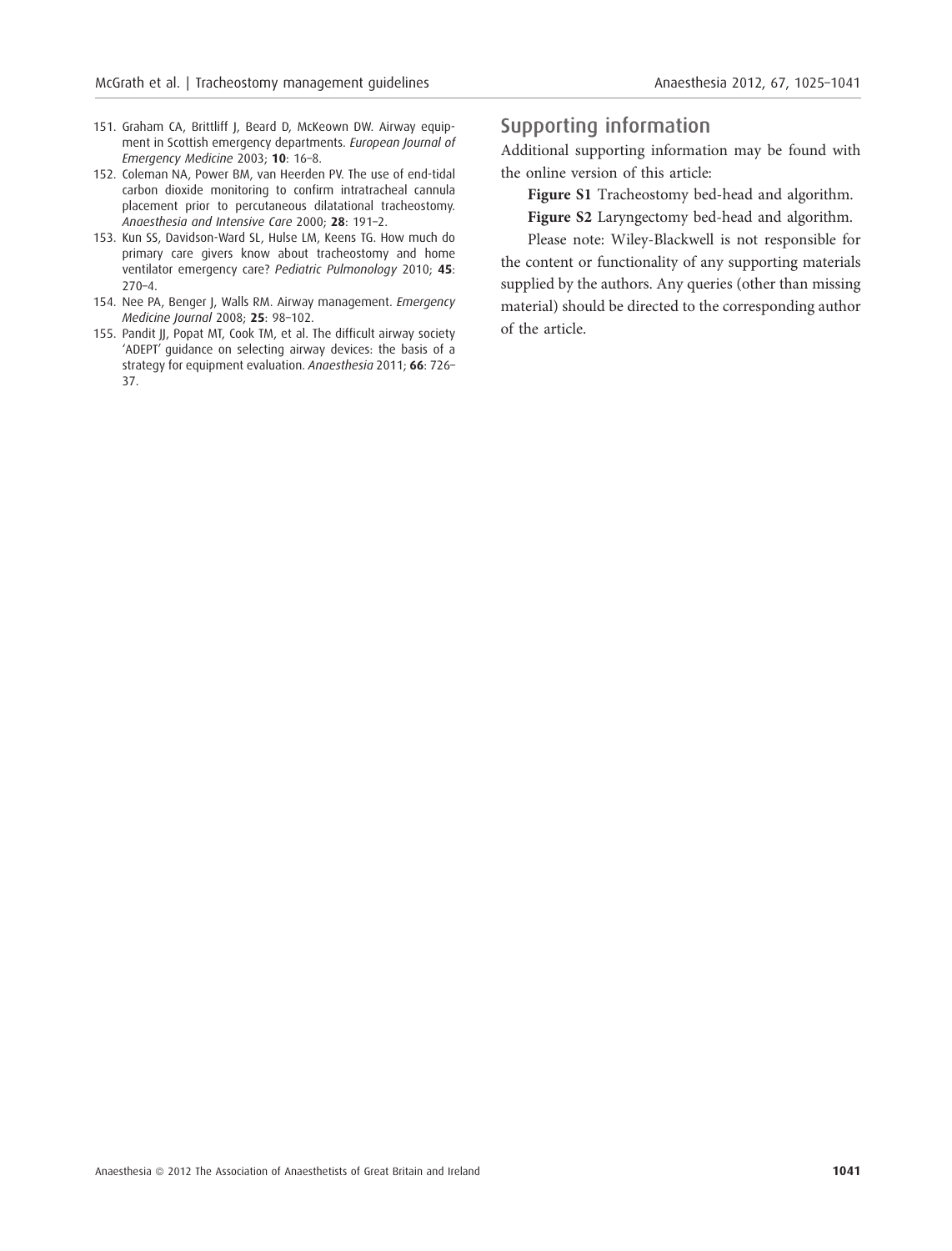151. Graham CA, Brittliff J, Beard D, McKeown DW. Airway equipment in Scottish emergency departments. *European Journal of Emergency Medicine* 2003; **10**: 16–8.
152. Coleman NA, Power BM, van Heerden PV. The use of end-tidal carbon dioxide monitoring to confirm intratracheal cannula placement prior to percutaneous dilatational tracheostomy. *Anaesthesia and Intensive Care* 2000; **28**: 191–2.
153. Kun SS, Davidson-Ward SL, Hulse LM, Keens TG. How much do primary care givers know about tracheostomy and home ventilator emergency care? *Pediatric Pulmonology* 2010; **45**: 270–4.
154. Nee PA, Benger J, Walls RM. Airway management. *Emergency Medicine Journal* 2008; **25**: 98–102.
155. Pandit JJ, Popat MT, Cook TM, et al. The difficult airway society 'ADEPT' guidance on selecting airway devices: the basis of a strategy for equipment evaluation. *Anaesthesia* 2011; **66**: 726–37.

## Supporting information

Additional supporting information may be found with the online version of this article:

**Figure S1** Tracheostomy bed-head and algorithm.

**Figure S2** Laryngectomy bed-head and algorithm.

Please note: Wiley-Blackwell is not responsible for the content or functionality of any supporting materials supplied by the authors. Any queries (other than missing material) should be directed to the corresponding author of the article.